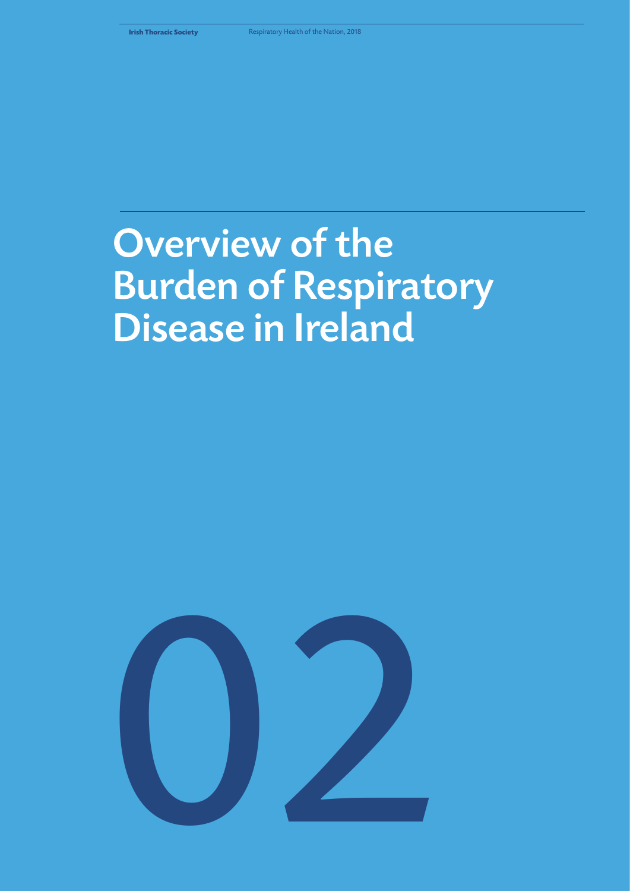# Overview of the Burden of Respiratory Disease in Ireland

02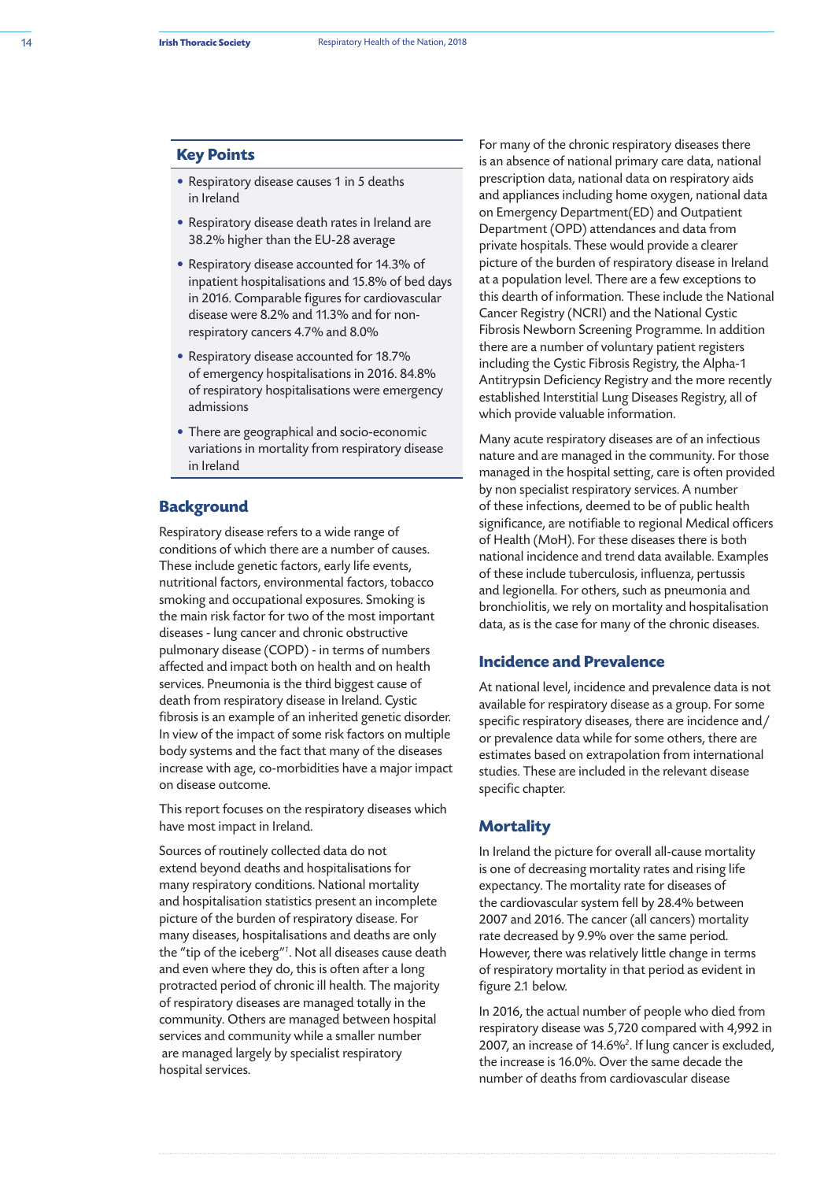## Key Points

- Respiratory disease causes 1 in 5 deaths in Ireland
- Respiratory disease death rates in Ireland are 38.2% higher than the EU-28 average
- Respiratory disease accounted for 14.3% of inpatient hospitalisations and 15.8% of bed days in 2016. Comparable figures for cardiovascular disease were 8.2% and 11.3% and for non-respiratory cancers 4.7% and 8.0%
- Respiratory disease accounted for 18.7% of emergency hospitalisations in 2016. 84.8% of respiratory hospitalisations were emergency admissions
- There are geographical and socio-economic variations in mortality from respiratory disease in Ireland

## Background

Respiratory disease refers to a wide range of conditions of which there are a number of causes. These include genetic factors, early life events, nutritional factors, environmental factors, tobacco smoking and occupational exposures. Smoking is the main risk factor for two of the most important diseases - lung cancer and chronic obstructive pulmonary disease (COPD) - in terms of numbers affected and impact both on health and on health services. Pneumonia is the third biggest cause of death from respiratory disease in Ireland. Cystic fibrosis is an example of an inherited genetic disorder. In view of the impact of some risk factors on multiple body systems and the fact that many of the diseases increase with age, co-morbidities have a major impact on disease outcome.

This report focuses on the respiratory diseases which have most impact in Ireland.

Sources of routinely collected data do not extend beyond deaths and hospitalisations for many respiratory conditions. National mortality and hospitalisation statistics present an incomplete picture of the burden of respiratory disease. For many diseases, hospitalisations and deaths are only the "tip of the iceberg"[1]. Not all diseases cause death and even where they do, this is often after a long protracted period of chronic ill health. The majority of respiratory diseases are managed totally in the community. Others are managed between hospital services and community while a smaller number are managed largely by specialist respiratory hospital services.

For many of the chronic respiratory diseases there is an absence of national primary care data, national prescription data, national data on respiratory aids and appliances including home oxygen, national data on Emergency Department(ED) and Outpatient Department (OPD) attendances and data from private hospitals. These would provide a clearer picture of the burden of respiratory disease in Ireland at a population level. There are a few exceptions to this dearth of information. These include the National Cancer Registry (NCRI) and the National Cystic Fibrosis Newborn Screening Programme. In addition there are a number of voluntary patient registers including the Cystic Fibrosis Registry, the Alpha-1 Antitrypsin Deficiency Registry and the more recently established Interstitial Lung Diseases Registry, all of which provide valuable information.

Many acute respiratory diseases are of an infectious nature and are managed in the community. For those managed in the hospital setting, care is often provided by non specialist respiratory services. A number of these infections, deemed to be of public health significance, are notifiable to regional Medical officers of Health (MoH). For these diseases there is both national incidence and trend data available. Examples of these include tuberculosis, influenza, pertussis and legionella. For others, such as pneumonia and bronchiolitis, we rely on mortality and hospitalisation data, as is the case for many of the chronic diseases.

## Incidence and Prevalence

At national level, incidence and prevalence data is not available for respiratory disease as a group. For some specific respiratory diseases, there are incidence and/or prevalence data while for some others, there are estimates based on extrapolation from international studies. These are included in the relevant disease specific chapter.

## Mortality

In Ireland the picture for overall all-cause mortality is one of decreasing mortality rates and rising life expectancy. The mortality rate for diseases of the cardiovascular system fell by 28.4% between 2007 and 2016. The cancer (all cancers) mortality rate decreased by 9.9% over the same period. However, there was relatively little change in terms of respiratory mortality in that period as evident in figure 2.1 below.

In 2016, the actual number of people who died from respiratory disease was 5,720 compared with 4,992 in 2007, an increase of 14.6%[2]. If lung cancer is excluded, the increase is 16.0%. Over the same decade the number of deaths from cardiovascular disease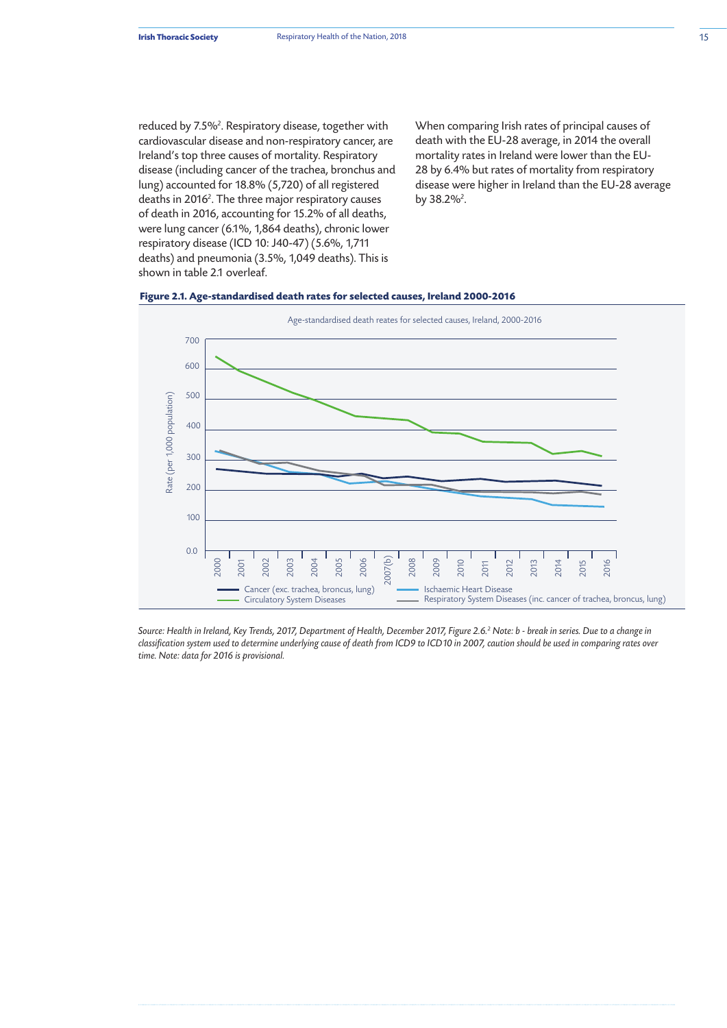reduced by 7.5%[2]. Respiratory disease, together with cardiovascular disease and non-respiratory cancer, are Ireland's top three causes of mortality. Respiratory disease (including cancer of the trachea, bronchus and lung) accounted for 18.8% (5,720) of all registered deaths in 2016[2]. The three major respiratory causes of death in 2016, accounting for 15.2% of all deaths, were lung cancer (6.1%, 1,864 deaths), chronic lower respiratory disease (ICD 10: J40-47) (5.6%, 1,711 deaths) and pneumonia (3.5%, 1,049 deaths). This is shown in table 2.1 overleaf.

When comparing Irish rates of principal causes of death with the EU-28 average, in 2014 the overall mortality rates in Ireland were lower than the EU-28 by 6.4% but rates of mortality from respiratory disease were higher in Ireland than the EU-28 average by 38.2%[2].

**Figure 2.1. Age-standardised death rates for selected causes, Ireland 2000-2016**

Age-standardised death reates for selected causes, Ireland, 2000-2016

Rate (per 1,000 population)

700, 600, 500, 400, 300, 200, 100, 0.0

2000, 2001, 2002, 2003, 2004, 2005, 2006, 2007(b), 2008, 2009, 2010, 2011, 2012, 2013, 2014, 2015, 2016

Cancer (exc. trachea, broncus, lung) | Ischaemic Heart Disease | Circulatory System Diseases | Respiratory System Diseases (inc. cancer of trachea, broncus, lung)

*Source: Health in Ireland, Key Trends, 2017, Department of Health, December 2017, Figure 2.6.[2] Note: b - break in series. Due to a change in classification system used to determine underlying cause of death from ICD9 to ICD10 in 2007, caution should be used in comparing rates over time. Note: data for 2016 is provisional.*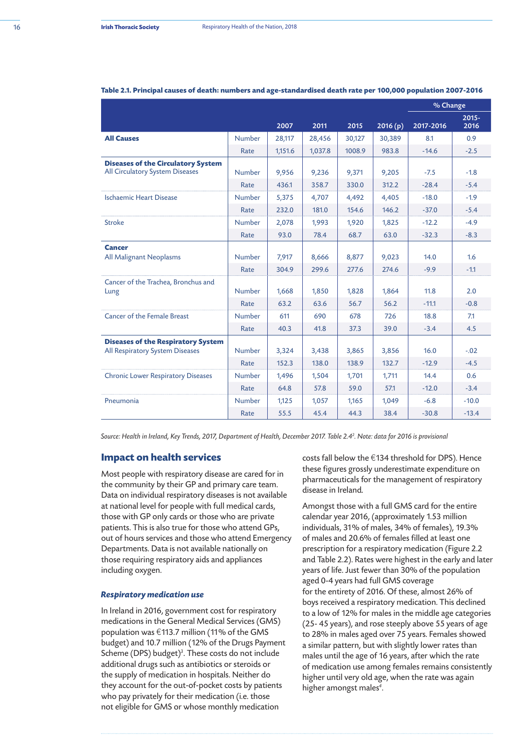**Table 2.1. Principal causes of death: numbers and age-standardised death rate per 100,000 population 2007-2016**

| | | 2007 | 2011 | 2015 | 2016 (p) | % Change 2017-2016 | % Change 2015-2016 |
|---|---|---|---|---|---|---|---|
| **All Causes** | Number | 28,117 | 28,456 | 30,127 | 30,389 | 8.1 | 0.9 |
| | Rate | 1,151.6 | 1,037.8 | 1008.9 | 983.8 | -14.6 | -2.5 |
| **Diseases of the Circulatory System** All Circulatory System Diseases | Number | 9,956 | 9,236 | 9,371 | 9,205 | -7.5 | -1.8 |
| | Rate | 436.1 | 358.7 | 330.0 | 312.2 | -28.4 | -5.4 |
| Ischaemic Heart Disease | Number | 5,375 | 4,707 | 4,492 | 4,405 | -18.0 | -1.9 |
| | Rate | 232.0 | 181.0 | 154.6 | 146.2 | -37.0 | -5.4 |
| Stroke | Number | 2,078 | 1,993 | 1,920 | 1,825 | -12.2 | -4.9 |
| | Rate | 93.0 | 78.4 | 68.7 | 63.0 | -32.3 | -8.3 |
| **Cancer** All Malignant Neoplasms | Number | 7,917 | 8,666 | 8,877 | 9,023 | 14.0 | 1.6 |
| | Rate | 304.9 | 299.6 | 277.6 | 274.6 | -9.9 | -1.1 |
| Cancer of the Trachea, Bronchus and Lung | Number | 1,668 | 1,850 | 1,828 | 1,864 | 11.8 | 2.0 |
| | Rate | 63.2 | 63.6 | 56.7 | 56.2 | -11.1 | -0.8 |
| Cancer of the Female Breast | Number | 611 | 690 | 678 | 726 | 18.8 | 7.1 |
| | Rate | 40.3 | 41.8 | 37.3 | 39.0 | -3.4 | 4.5 |
| **Diseases of the Respiratory System** All Respiratory System Diseases | Number | 3,324 | 3,438 | 3,865 | 3,856 | 16.0 | -.02 |
| | Rate | 152.3 | 138.0 | 138.9 | 132.7 | -12.9 | -4.5 |
| Chronic Lower Respiratory Diseases | Number | 1,496 | 1,504 | 1,701 | 1,711 | 14.4 | 0.6 |
| | Rate | 64.8 | 57.8 | 59.0 | 57.1 | -12.0 | -3.4 |
| Pneumonia | Number | 1,125 | 1,057 | 1,165 | 1,049 | -6.8 | -10.0 |
| | Rate | 55.5 | 45.4 | 44.3 | 38.4 | -30.8 | -13.4 |

*Source: Health in Ireland, Key Trends, 2017, Department of Health, December 2017. Table 2.4[2]. Note: data for 2016 is provisional*

## Impact on health services

Most people with respiratory disease are cared for in the community by their GP and primary care team. Data on individual respiratory diseases is not available at national level for people with full medical cards, those with GP only cards or those who are private patients. This is also true for those who attend GPs, out of hours services and those who attend Emergency Departments. Data is not available nationally on those requiring respiratory aids and appliances including oxygen.

### *Respiratory medication use*

In Ireland in 2016, government cost for respiratory medications in the General Medical Services (GMS) population was €113.7 million (11% of the GMS budget) and 10.7 million (12% of the Drugs Payment Scheme (DPS) budget)[3]. These costs do not include additional drugs such as antibiotics or steroids or the supply of medication in hospitals. Neither do they account for the out-of-pocket costs by patients who pay privately for their medication (i.e. those not eligible for GMS or whose monthly medication costs fall below the €134 threshold for DPS). Hence these figures grossly underestimate expenditure on pharmaceuticals for the management of respiratory disease in Ireland.

Amongst those with a full GMS card for the entire calendar year 2016, (approximately 1.53 million individuals, 31% of males, 34% of females), 19.3% of males and 20.6% of females filled at least one prescription for a respiratory medication (Figure 2.2 and Table 2.2). Rates were highest in the early and later years of life. Just fewer than 30% of the population aged 0-4 years had full GMS coverage for the entirety of 2016. Of these, almost 26% of boys received a respiratory medication. This declined to a low of 12% for males in the middle age categories (25- 45 years), and rose steeply above 55 years of age to 28% in males aged over 75 years. Females showed a similar pattern, but with slightly lower rates than males until the age of 16 years, after which the rate of medication use among females remains consistently higher until very old age, when the rate was again higher amongst males[4].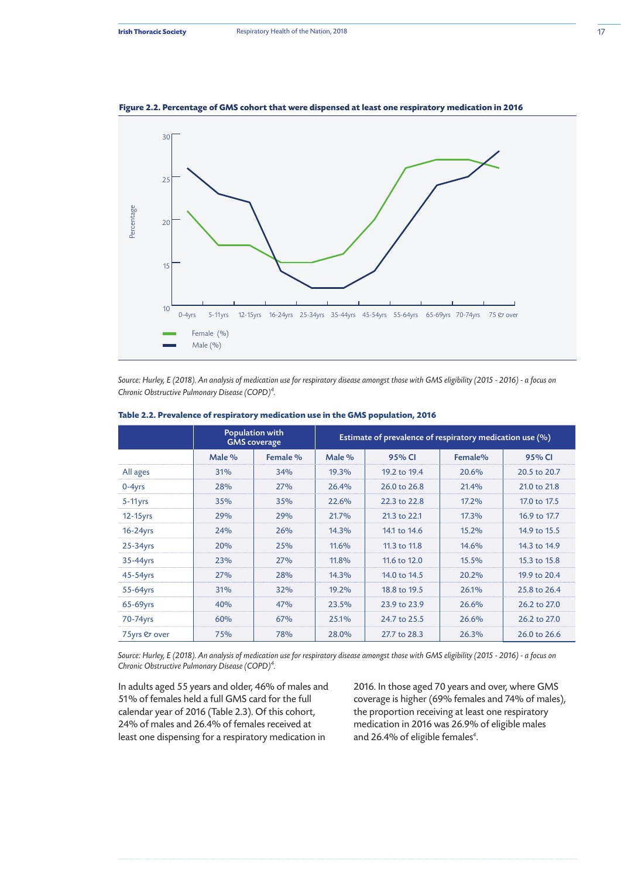**Figure 2.2. Percentage of GMS cohort that were dispensed at least one respiratory medication in 2016**

*Source: Hurley, E (2018). An analysis of medication use for respiratory disease amongst those with GMS eligibility (2015 - 2016) - a focus on Chronic Obstructive Pulmonary Disease (COPD)[4].*

**Table 2.2. Prevalence of respiratory medication use in the GMS population, 2016**

| | Population with GMS coverage | | Estimate of prevalence of respiratory medication use (%) | | | |
|---|---|---|---|---|---|---|
| | Male % | Female % | Male % | 95% CI | Female% | 95% CI |
| All ages | 31% | 34% | 19.3% | 19.2 to 19.4 | 20.6% | 20.5 to 20.7 |
| 0-4yrs | 28% | 27% | 26.4% | 26.0 to 26.8 | 21.4% | 21.0 to 21.8 |
| 5-11yrs | 35% | 35% | 22.6% | 22.3 to 22.8 | 17.2% | 17.0 to 17.5 |
| 12-15yrs | 29% | 29% | 21.7% | 21.3 to 22.1 | 17.3% | 16.9 to 17.7 |
| 16-24yrs | 24% | 26% | 14.3% | 14.1 to 14.6 | 15.2% | 14.9 to 15.5 |
| 25-34yrs | 20% | 25% | 11.6% | 11.3 to 11.8 | 14.6% | 14.3 to 14.9 |
| 35-44yrs | 23% | 27% | 11.8% | 11.6 to 12.0 | 15.5% | 15.3 to 15.8 |
| 45-54yrs | 27% | 28% | 14.3% | 14.0 to 14.5 | 20.2% | 19.9 to 20.4 |
| 55-64yrs | 31% | 32% | 19.2% | 18.8 to 19.5 | 26.1% | 25.8 to 26.4 |
| 65-69yrs | 40% | 47% | 23.5% | 23.9 to 23.9 | 26.6% | 26.2 to 27.0 |
| 70-74yrs | 60% | 67% | 25.1% | 24.7 to 25.5 | 26.6% | 26.2 to 27.0 |
| 75yrs & over | 75% | 78% | 28.0% | 27.7 to 28.3 | 26.3% | 26.0 to 26.6 |

*Source: Hurley, E (2018). An analysis of medication use for respiratory disease amongst those with GMS eligibility (2015 - 2016) - a focus on Chronic Obstructive Pulmonary Disease (COPD)[4].*

In adults aged 55 years and older, 46% of males and 51% of females held a full GMS card for the full calendar year of 2016 (Table 2.3). Of this cohort, 24% of males and 26.4% of females received at least one dispensing for a respiratory medication in 2016. In those aged 70 years and over, where GMS coverage is higher (69% females and 74% of males), the proportion receiving at least one respiratory medication in 2016 was 26.9% of eligible males and 26.4% of eligible females[4].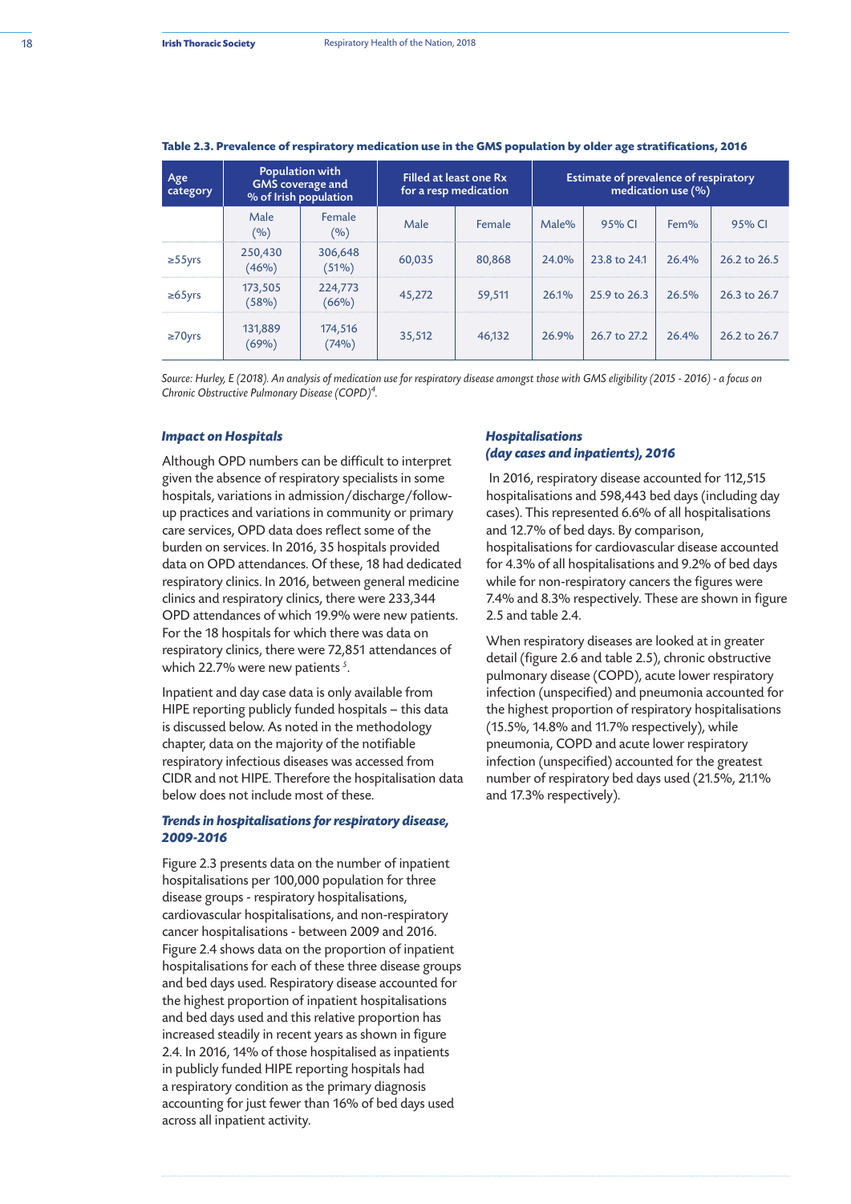**Table 2.3. Prevalence of respiratory medication use in the GMS population by older age stratifications, 2016**

| Age category | Population with GMS coverage and % of Irish population | | Filled at least one Rx for a resp medication | | Estimate of prevalence of respiratory medication use (%) | | | |
|---|---|---|---|---|---|---|---|---|
| | Male (%) | Female (%) | Male | Female | Male% | 95% CI | Fem% | 95% CI |
| ≥55yrs | 250,430 (46%) | 306,648 (51%) | 60,035 | 80,868 | 24.0% | 23.8 to 24.1 | 26.4% | 26.2 to 26.5 |
| ≥65yrs | 173,505 (58%) | 224,773 (66%) | 45,272 | 59,511 | 26.1% | 25.9 to 26.3 | 26.5% | 26.3 to 26.7 |
| ≥70yrs | 131,889 (69%) | 174,516 (74%) | 35,512 | 46,132 | 26.9% | 26.7 to 27.2 | 26.4% | 26.2 to 26.7 |

*Source: Hurley, E (2018). An analysis of medication use for respiratory disease amongst those with GMS eligibility (2015 - 2016) - a focus on Chronic Obstructive Pulmonary Disease (COPD)[4].*

### *Impact on Hospitals*

Although OPD numbers can be difficult to interpret given the absence of respiratory specialists in some hospitals, variations in admission/discharge/follow-up practices and variations in community or primary care services, OPD data does reflect some of the burden on services. In 2016, 35 hospitals provided data on OPD attendances. Of these, 18 had dedicated respiratory clinics. In 2016, between general medicine clinics and respiratory clinics, there were 233,344 OPD attendances of which 19.9% were new patients. For the 18 hospitals for which there was data on respiratory clinics, there were 72,851 attendances of which 22.7% were new patients [5].

Inpatient and day case data is only available from HIPE reporting publicly funded hospitals – this data is discussed below. As noted in the methodology chapter, data on the majority of the notifiable respiratory infectious diseases was accessed from CIDR and not HIPE. Therefore the hospitalisation data below does not include most of these.

### *Trends in hospitalisations for respiratory disease, 2009-2016*

Figure 2.3 presents data on the number of inpatient hospitalisations per 100,000 population for three disease groups - respiratory hospitalisations, cardiovascular hospitalisations, and non-respiratory cancer hospitalisations - between 2009 and 2016. Figure 2.4 shows data on the proportion of inpatient hospitalisations for each of these three disease groups and bed days used. Respiratory disease accounted for the highest proportion of inpatient hospitalisations and bed days used and this relative proportion has increased steadily in recent years as shown in figure 2.4. In 2016, 14% of those hospitalised as inpatients in publicly funded HIPE reporting hospitals had a respiratory condition as the primary diagnosis accounting for just fewer than 16% of bed days used across all inpatient activity.

### *Hospitalisations (day cases and inpatients), 2016*

In 2016, respiratory disease accounted for 112,515 hospitalisations and 598,443 bed days (including day cases). This represented 6.6% of all hospitalisations and 12.7% of bed days. By comparison, hospitalisations for cardiovascular disease accounted for 4.3% of all hospitalisations and 9.2% of bed days while for non-respiratory cancers the figures were 7.4% and 8.3% respectively. These are shown in figure 2.5 and table 2.4.

When respiratory diseases are looked at in greater detail (figure 2.6 and table 2.5), chronic obstructive pulmonary disease (COPD), acute lower respiratory infection (unspecified) and pneumonia accounted for the highest proportion of respiratory hospitalisations (15.5%, 14.8% and 11.7% respectively), while pneumonia, COPD and acute lower respiratory infection (unspecified) accounted for the greatest number of respiratory bed days used (21.5%, 21.1% and 17.3% respectively).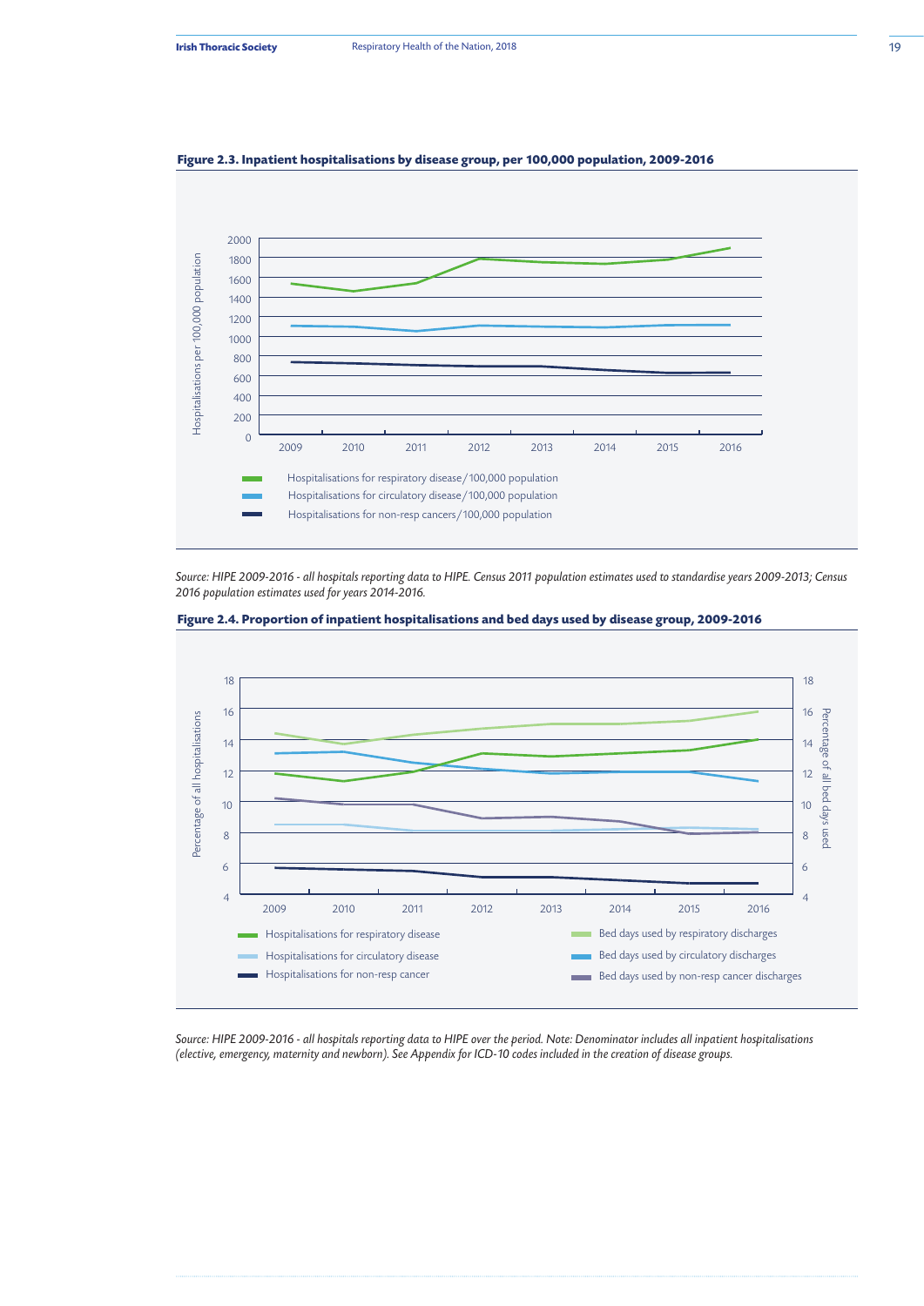**Figure 2.3. Inpatient hospitalisations by disease group, per 100,000 population, 2009-2016**

*Source: HIPE 2009-2016 - all hospitals reporting data to HIPE. Census 2011 population estimates used to standardise years 2009-2013; Census 2016 population estimates used for years 2014-2016.*

**Figure 2.4. Proportion of inpatient hospitalisations and bed days used by disease group, 2009-2016**

*Source: HIPE 2009-2016 - all hospitals reporting data to HIPE over the period. Note: Denominator includes all inpatient hospitalisations (elective, emergency, maternity and newborn). See Appendix for ICD-10 codes included in the creation of disease groups.*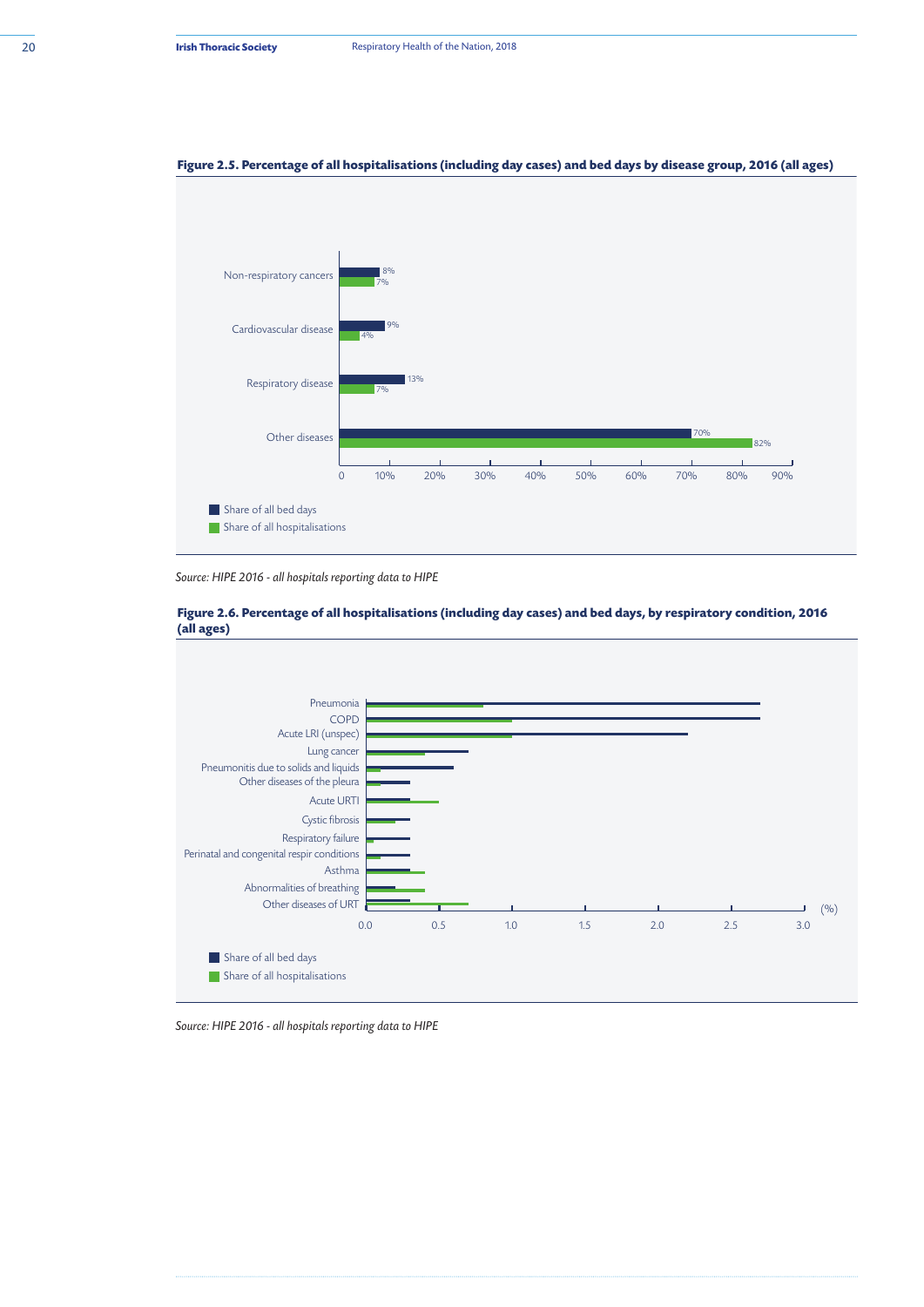**Figure 2.5. Percentage of all hospitalisations (including day cases) and bed days by disease group, 2016 (all ages)**

| Disease group | Share of all bed days | Share of all hospitalisations |
|---|---|---|
| Non-respiratory cancers | 8% | 7% |
| Cardiovascular disease | 9% | 4% |
| Respiratory disease | 13% | 7% |
| Other diseases | 70% | 82% |

*Source: HIPE 2016 - all hospitals reporting data to HIPE*

**Figure 2.6. Percentage of all hospitalisations (including day cases) and bed days, by respiratory condition, 2016 (all ages)**

Conditions shown (Share of all bed days; Share of all hospitalisations), x-axis 0.0–3.0 (%):

- Pneumonia
- COPD
- Acute LRI (unspec)
- Lung cancer
- Pneumonitis due to solids and liquids
- Other diseases of the pleura
- Acute URTI
- Cystic fibrosis
- Respiratory failure
- Perinatal and congenital respir conditions
- Asthma
- Abnormalities of breathing
- Other diseases of URT

*Source: HIPE 2016 - all hospitals reporting data to HIPE*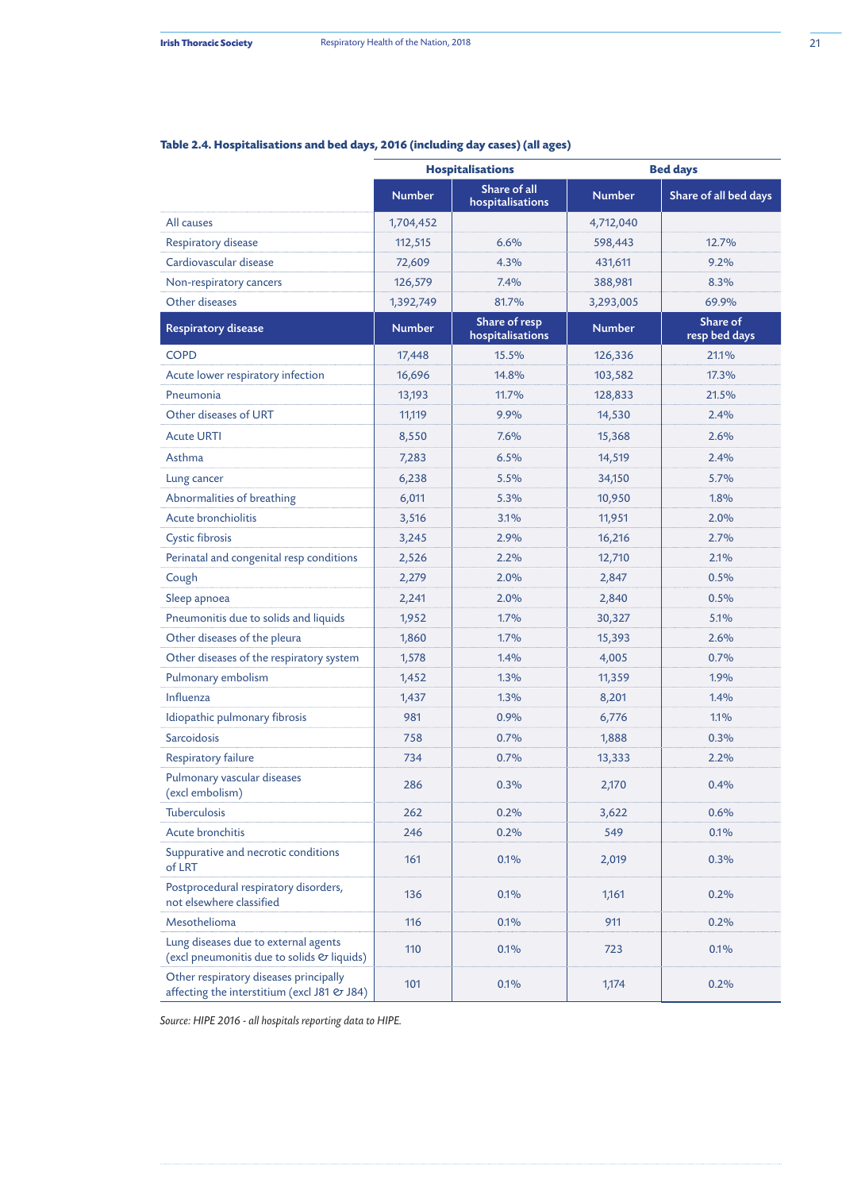**Table 2.4. Hospitalisations and bed days, 2016 (including day cases) (all ages)**

| | Hospitalisations | | Bed days | |
|---|---|---|---|---|
| | Number | Share of all hospitalisations | Number | Share of all bed days |
| All causes | 1,704,452 | | 4,712,040 | |
| Respiratory disease | 112,515 | 6.6% | 598,443 | 12.7% |
| Cardiovascular disease | 72,609 | 4.3% | 431,611 | 9.2% |
| Non-respiratory cancers | 126,579 | 7.4% | 388,981 | 8.3% |
| Other diseases | 1,392,749 | 81.7% | 3,293,005 | 69.9% |
| **Respiratory disease** | **Number** | **Share of resp hospitalisations** | **Number** | **Share of resp bed days** |
| COPD | 17,448 | 15.5% | 126,336 | 21.1% |
| Acute lower respiratory infection | 16,696 | 14.8% | 103,582 | 17.3% |
| Pneumonia | 13,193 | 11.7% | 128,833 | 21.5% |
| Other diseases of URT | 11,119 | 9.9% | 14,530 | 2.4% |
| Acute URTI | 8,550 | 7.6% | 15,368 | 2.6% |
| Asthma | 7,283 | 6.5% | 14,519 | 2.4% |
| Lung cancer | 6,238 | 5.5% | 34,150 | 5.7% |
| Abnormalities of breathing | 6,011 | 5.3% | 10,950 | 1.8% |
| Acute bronchiolitis | 3,516 | 3.1% | 11,951 | 2.0% |
| Cystic fibrosis | 3,245 | 2.9% | 16,216 | 2.7% |
| Perinatal and congenital resp conditions | 2,526 | 2.2% | 12,710 | 2.1% |
| Cough | 2,279 | 2.0% | 2,847 | 0.5% |
| Sleep apnoea | 2,241 | 2.0% | 2,840 | 0.5% |
| Pneumonitis due to solids and liquids | 1,952 | 1.7% | 30,327 | 5.1% |
| Other diseases of the pleura | 1,860 | 1.7% | 15,393 | 2.6% |
| Other diseases of the respiratory system | 1,578 | 1.4% | 4,005 | 0.7% |
| Pulmonary embolism | 1,452 | 1.3% | 11,359 | 1.9% |
| Influenza | 1,437 | 1.3% | 8,201 | 1.4% |
| Idiopathic pulmonary fibrosis | 981 | 0.9% | 6,776 | 1.1% |
| Sarcoidosis | 758 | 0.7% | 1,888 | 0.3% |
| Respiratory failure | 734 | 0.7% | 13,333 | 2.2% |
| Pulmonary vascular diseases (excl embolism) | 286 | 0.3% | 2,170 | 0.4% |
| Tuberculosis | 262 | 0.2% | 3,622 | 0.6% |
| Acute bronchitis | 246 | 0.2% | 549 | 0.1% |
| Suppurative and necrotic conditions of LRT | 161 | 0.1% | 2,019 | 0.3% |
| Postprocedural respiratory disorders, not elsewhere classified | 136 | 0.1% | 1,161 | 0.2% |
| Mesothelioma | 116 | 0.1% | 911 | 0.2% |
| Lung diseases due to external agents (excl pneumonitis due to solids & liquids) | 110 | 0.1% | 723 | 0.1% |
| Other respiratory diseases principally affecting the interstitium (excl J81 & J84) | 101 | 0.1% | 1,174 | 0.2% |

*Source: HIPE 2016 - all hospitals reporting data to HIPE.*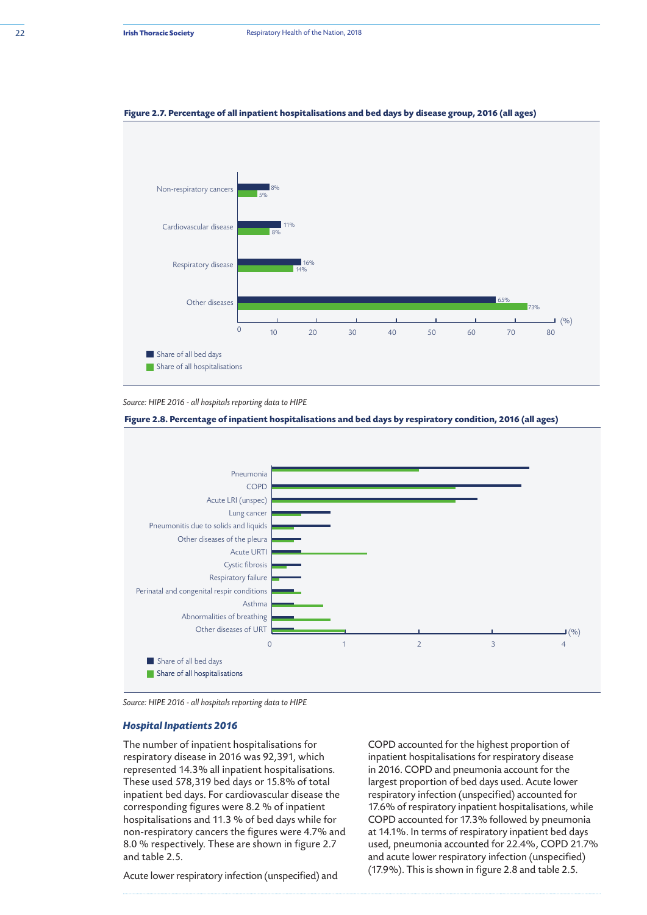**Figure 2.7. Percentage of all inpatient hospitalisations and bed days by disease group, 2016 (all ages)**

| Disease group | Share of all bed days | Share of all hospitalisations |
|---|---|---|
| Non-respiratory cancers | 8% | 5% |
| Cardiovascular disease | 11% | 8% |
| Respiratory disease | 16% | 14% |
| Other diseases | 65% | 73% |

*Source: HIPE 2016 - all hospitals reporting data to HIPE*

**Figure 2.8. Percentage of inpatient hospitalisations and bed days by respiratory condition, 2016 (all ages)**

Conditions shown: Pneumonia, COPD, Acute LRI (unspec), Lung cancer, Pneumonitis due to solids and liquids, Other diseases of the pleura, Acute URTI, Cystic fibrosis, Respiratory failure, Perinatal and congenital respir conditions, Asthma, Abnormalities of breathing, Other diseases of URT

Legend: Share of all bed days; Share of all hospitalisations (%)

*Source: HIPE 2016 - all hospitals reporting data to HIPE*

### *Hospital Inpatients 2016*

The number of inpatient hospitalisations for respiratory disease in 2016 was 92,391, which represented 14.3% all inpatient hospitalisations. These used 578,319 bed days or 15.8% of total inpatient bed days. For cardiovascular disease the corresponding figures were 8.2 % of inpatient hospitalisations and 11.3 % of bed days while for non-respiratory cancers the figures were 4.7% and 8.0 % respectively. These are shown in figure 2.7 and table 2.5.

Acute lower respiratory infection (unspecified) and COPD accounted for the highest proportion of inpatient hospitalisations for respiratory disease in 2016. COPD and pneumonia account for the largest proportion of bed days used. Acute lower respiratory infection (unspecified) accounted for 17.6% of respiratory inpatient hospitalisations, while COPD accounted for 17.3% followed by pneumonia at 14.1%. In terms of respiratory inpatient bed days used, pneumonia accounted for 22.4%, COPD 21.7% and acute lower respiratory infection (unspecified) (17.9%). This is shown in figure 2.8 and table 2.5.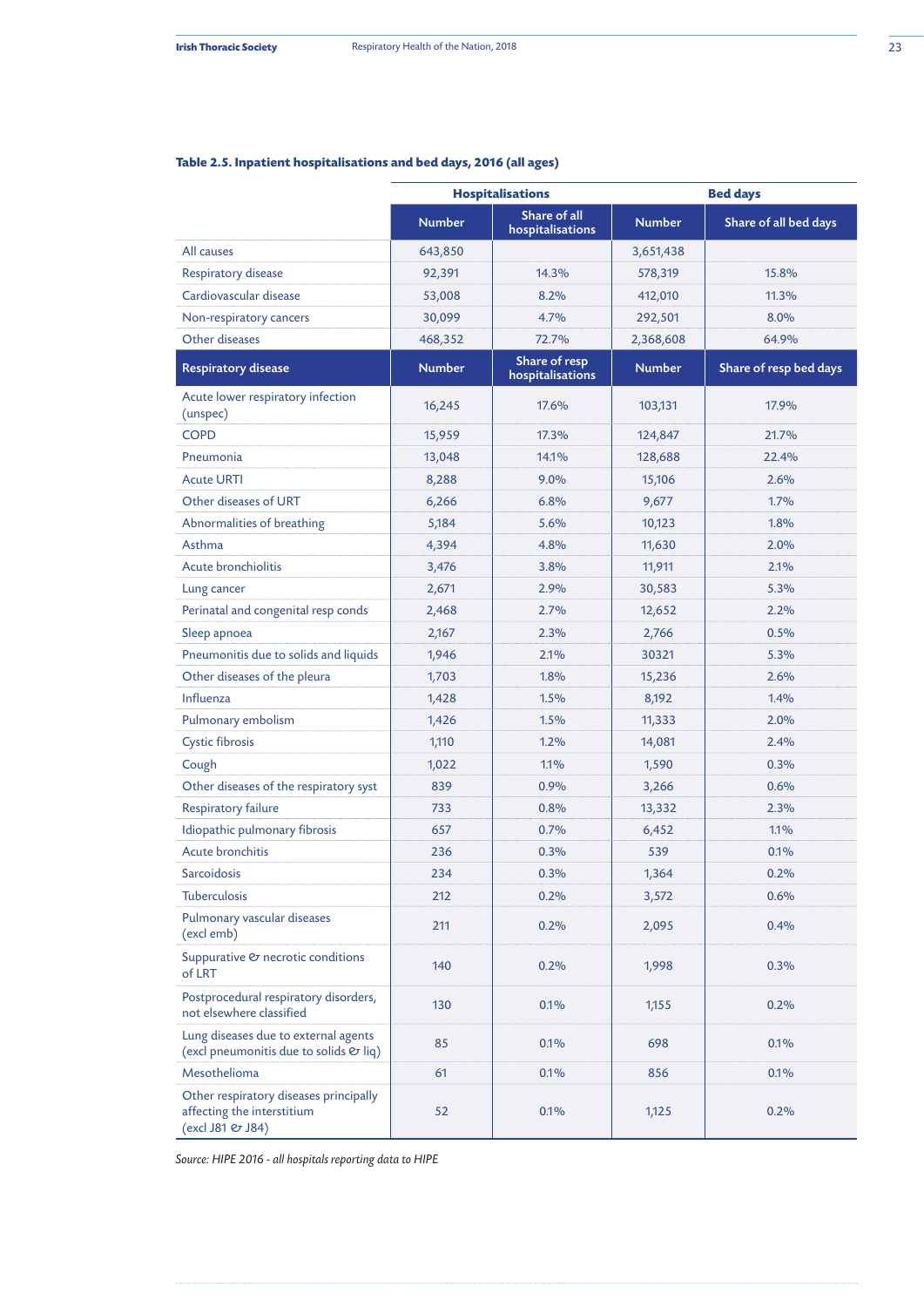**Table 2.5. Inpatient hospitalisations and bed days, 2016 (all ages)**

| | Hospitalisations | | Bed days | |
|---|---|---|---|---|
| | Number | Share of all hospitalisations | Number | Share of all bed days |
| All causes | 643,850 | | 3,651,438 | |
| Respiratory disease | 92,391 | 14.3% | 578,319 | 15.8% |
| Cardiovascular disease | 53,008 | 8.2% | 412,010 | 11.3% |
| Non-respiratory cancers | 30,099 | 4.7% | 292,501 | 8.0% |
| Other diseases | 468,352 | 72.7% | 2,368,608 | 64.9% |
| **Respiratory disease** | **Number** | **Share of resp hospitalisations** | **Number** | **Share of resp bed days** |
| Acute lower respiratory infection (unspec) | 16,245 | 17.6% | 103,131 | 17.9% |
| COPD | 15,959 | 17.3% | 124,847 | 21.7% |
| Pneumonia | 13,048 | 14.1% | 128,688 | 22.4% |
| Acute URTI | 8,288 | 9.0% | 15,106 | 2.6% |
| Other diseases of URT | 6,266 | 6.8% | 9,677 | 1.7% |
| Abnormalities of breathing | 5,184 | 5.6% | 10,123 | 1.8% |
| Asthma | 4,394 | 4.8% | 11,630 | 2.0% |
| Acute bronchiolitis | 3,476 | 3.8% | 11,911 | 2.1% |
| Lung cancer | 2,671 | 2.9% | 30,583 | 5.3% |
| Perinatal and congenital resp conds | 2,468 | 2.7% | 12,652 | 2.2% |
| Sleep apnoea | 2,167 | 2.3% | 2,766 | 0.5% |
| Pneumonitis due to solids and liquids | 1,946 | 2.1% | 30321 | 5.3% |
| Other diseases of the pleura | 1,703 | 1.8% | 15,236 | 2.6% |
| Influenza | 1,428 | 1.5% | 8,192 | 1.4% |
| Pulmonary embolism | 1,426 | 1.5% | 11,333 | 2.0% |
| Cystic fibrosis | 1,110 | 1.2% | 14,081 | 2.4% |
| Cough | 1,022 | 1.1% | 1,590 | 0.3% |
| Other diseases of the respiratory syst | 839 | 0.9% | 3,266 | 0.6% |
| Respiratory failure | 733 | 0.8% | 13,332 | 2.3% |
| Idiopathic pulmonary fibrosis | 657 | 0.7% | 6,452 | 1.1% |
| Acute bronchitis | 236 | 0.3% | 539 | 0.1% |
| Sarcoidosis | 234 | 0.3% | 1,364 | 0.2% |
| Tuberculosis | 212 | 0.2% | 3,572 | 0.6% |
| Pulmonary vascular diseases (excl emb) | 211 | 0.2% | 2,095 | 0.4% |
| Suppurative & necrotic conditions of LRT | 140 | 0.2% | 1,998 | 0.3% |
| Postprocedural respiratory disorders, not elsewhere classified | 130 | 0.1% | 1,155 | 0.2% |
| Lung diseases due to external agents (excl pneumonitis due to solids & liq) | 85 | 0.1% | 698 | 0.1% |
| Mesothelioma | 61 | 0.1% | 856 | 0.1% |
| Other respiratory diseases principally affecting the interstitium (excl J81 & J84) | 52 | 0.1% | 1,125 | 0.2% |

*Source: HIPE 2016 - all hospitals reporting data to HIPE*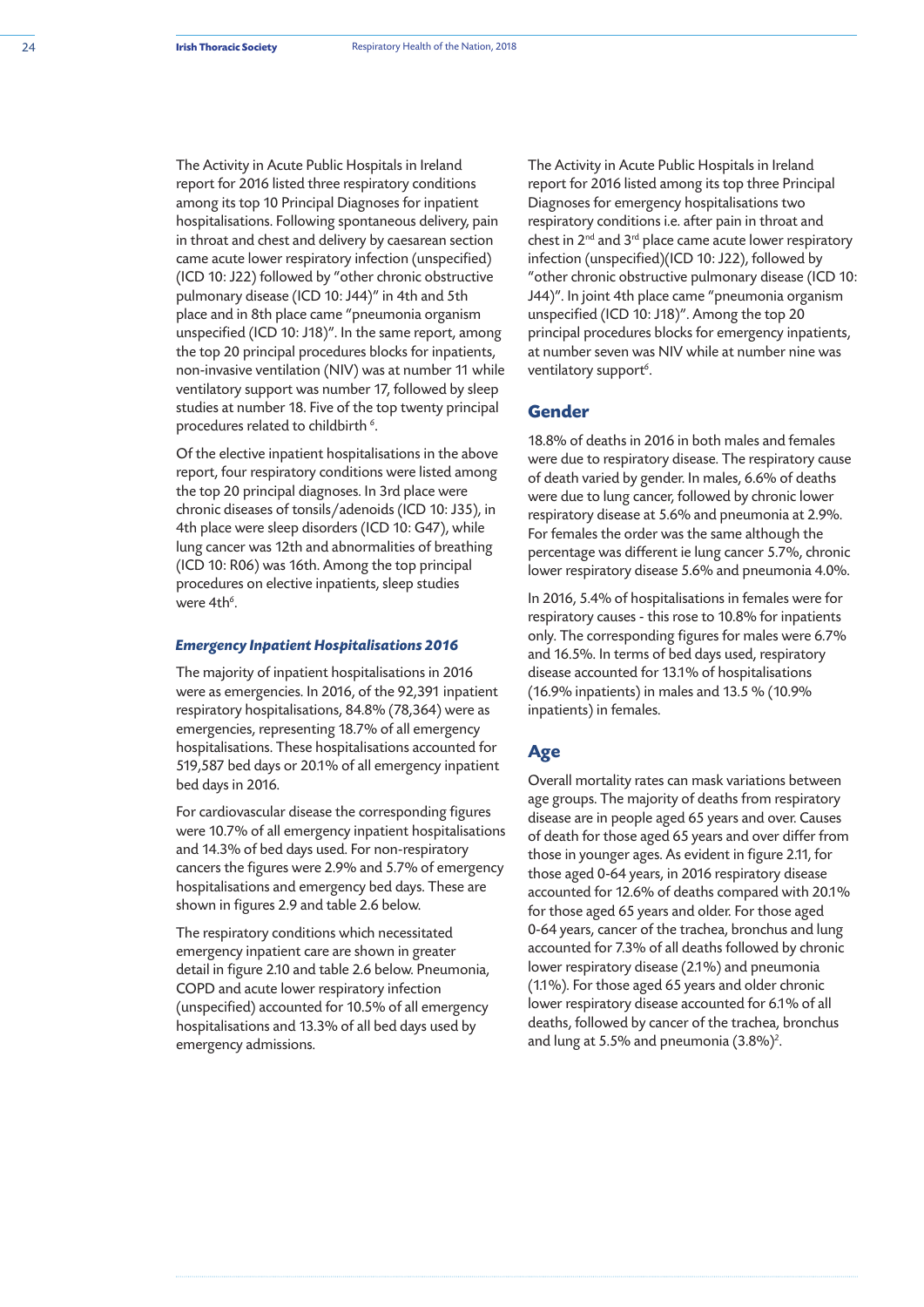The Activity in Acute Public Hospitals in Ireland report for 2016 listed three respiratory conditions among its top 10 Principal Diagnoses for inpatient hospitalisations. Following spontaneous delivery, pain in throat and chest and delivery by caesarean section came acute lower respiratory infection (unspecified) (ICD 10: J22) followed by "other chronic obstructive pulmonary disease (ICD 10: J44)" in 4th and 5th place and in 8th place came "pneumonia organism unspecified (ICD 10: J18)". In the same report, among the top 20 principal procedures blocks for inpatients, non-invasive ventilation (NIV) was at number 11 while ventilatory support was number 17, followed by sleep studies at number 18. Five of the top twenty principal procedures related to childbirth [6].

Of the elective inpatient hospitalisations in the above report, four respiratory conditions were listed among the top 20 principal diagnoses. In 3rd place were chronic diseases of tonsils/adenoids (ICD 10: J35), in 4th place were sleep disorders (ICD 10: G47), while lung cancer was 12th and abnormalities of breathing (ICD 10: R06) was 16th. Among the top principal procedures on elective inpatients, sleep studies were 4th[6].

### *Emergency Inpatient Hospitalisations 2016*

The majority of inpatient hospitalisations in 2016 were as emergencies. In 2016, of the 92,391 inpatient respiratory hospitalisations, 84.8% (78,364) were as emergencies, representing 18.7% of all emergency hospitalisations. These hospitalisations accounted for 519,587 bed days or 20.1% of all emergency inpatient bed days in 2016.

For cardiovascular disease the corresponding figures were 10.7% of all emergency inpatient hospitalisations and 14.3% of bed days used. For non-respiratory cancers the figures were 2.9% and 5.7% of emergency hospitalisations and emergency bed days. These are shown in figures 2.9 and table 2.6 below.

The respiratory conditions which necessitated emergency inpatient care are shown in greater detail in figure 2.10 and table 2.6 below. Pneumonia, COPD and acute lower respiratory infection (unspecified) accounted for 10.5% of all emergency hospitalisations and 13.3% of all bed days used by emergency admissions.

The Activity in Acute Public Hospitals in Ireland report for 2016 listed among its top three Principal Diagnoses for emergency hospitalisations two respiratory conditions i.e. after pain in throat and chest in 2nd and 3rd place came acute lower respiratory infection (unspecified)(ICD 10: J22), followed by "other chronic obstructive pulmonary disease (ICD 10: J44)". In joint 4th place came "pneumonia organism unspecified (ICD 10: J18)". Among the top 20 principal procedures blocks for emergency inpatients, at number seven was NIV while at number nine was ventilatory support[6].

## Gender

18.8% of deaths in 2016 in both males and females were due to respiratory disease. The respiratory cause of death varied by gender. In males, 6.6% of deaths were due to lung cancer, followed by chronic lower respiratory disease at 5.6% and pneumonia at 2.9%. For females the order was the same although the percentage was different ie lung cancer 5.7%, chronic lower respiratory disease 5.6% and pneumonia 4.0%.

In 2016, 5.4% of hospitalisations in females were for respiratory causes - this rose to 10.8% for inpatients only. The corresponding figures for males were 6.7% and 16.5%. In terms of bed days used, respiratory disease accounted for 13.1% of hospitalisations (16.9% inpatients) in males and 13.5 % (10.9% inpatients) in females.

## Age

Overall mortality rates can mask variations between age groups. The majority of deaths from respiratory disease are in people aged 65 years and over. Causes of death for those aged 65 years and over differ from those in younger ages. As evident in figure 2.11, for those aged 0-64 years, in 2016 respiratory disease accounted for 12.6% of deaths compared with 20.1% for those aged 65 years and older. For those aged 0-64 years, cancer of the trachea, bronchus and lung accounted for 7.3% of all deaths followed by chronic lower respiratory disease (2.1%) and pneumonia (1.1%). For those aged 65 years and older chronic lower respiratory disease accounted for 6.1% of all deaths, followed by cancer of the trachea, bronchus and lung at 5.5% and pneumonia (3.8%)[2].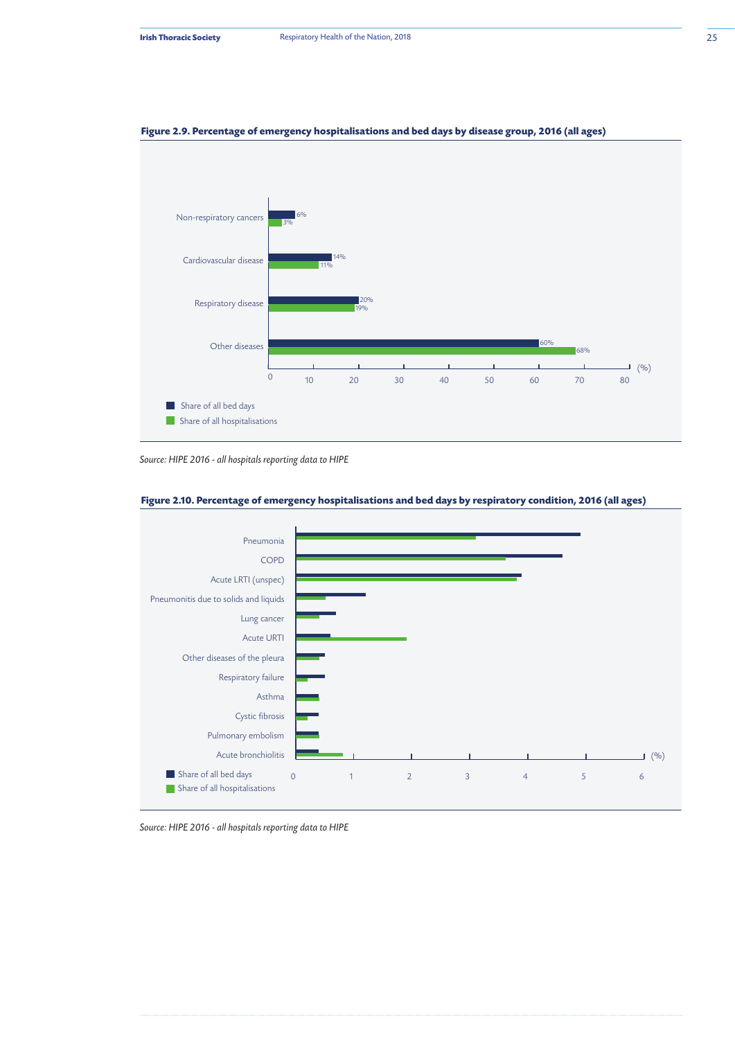**Figure 2.9. Percentage of emergency hospitalisations and bed days by disease group, 2016 (all ages)**

| Disease group | Share of all bed days | Share of all hospitalisations |
|---|---|---|
| Non-respiratory cancers | 6% | 3% |
| Cardiovascular disease | 14% | 11% |
| Respiratory disease | 20% | 19% |
| Other diseases | 60% | 68% |

*Source: HIPE 2016 - all hospitals reporting data to HIPE*

**Figure 2.10. Percentage of emergency hospitalisations and bed days by respiratory condition, 2016 (all ages)**

Conditions shown (share of all bed days; share of all hospitalisations; x-axis 0–6 %):

- Pneumonia
- COPD
- Acute LRTI (unspec)
- Pneumonitis due to solids and liquids
- Lung cancer
- Acute URTI
- Other diseases of the pleura
- Respiratory failure
- Asthma
- Cystic fibrosis
- Pulmonary embolism
- Acute bronchiolitis

*Source: HIPE 2016 - all hospitals reporting data to HIPE*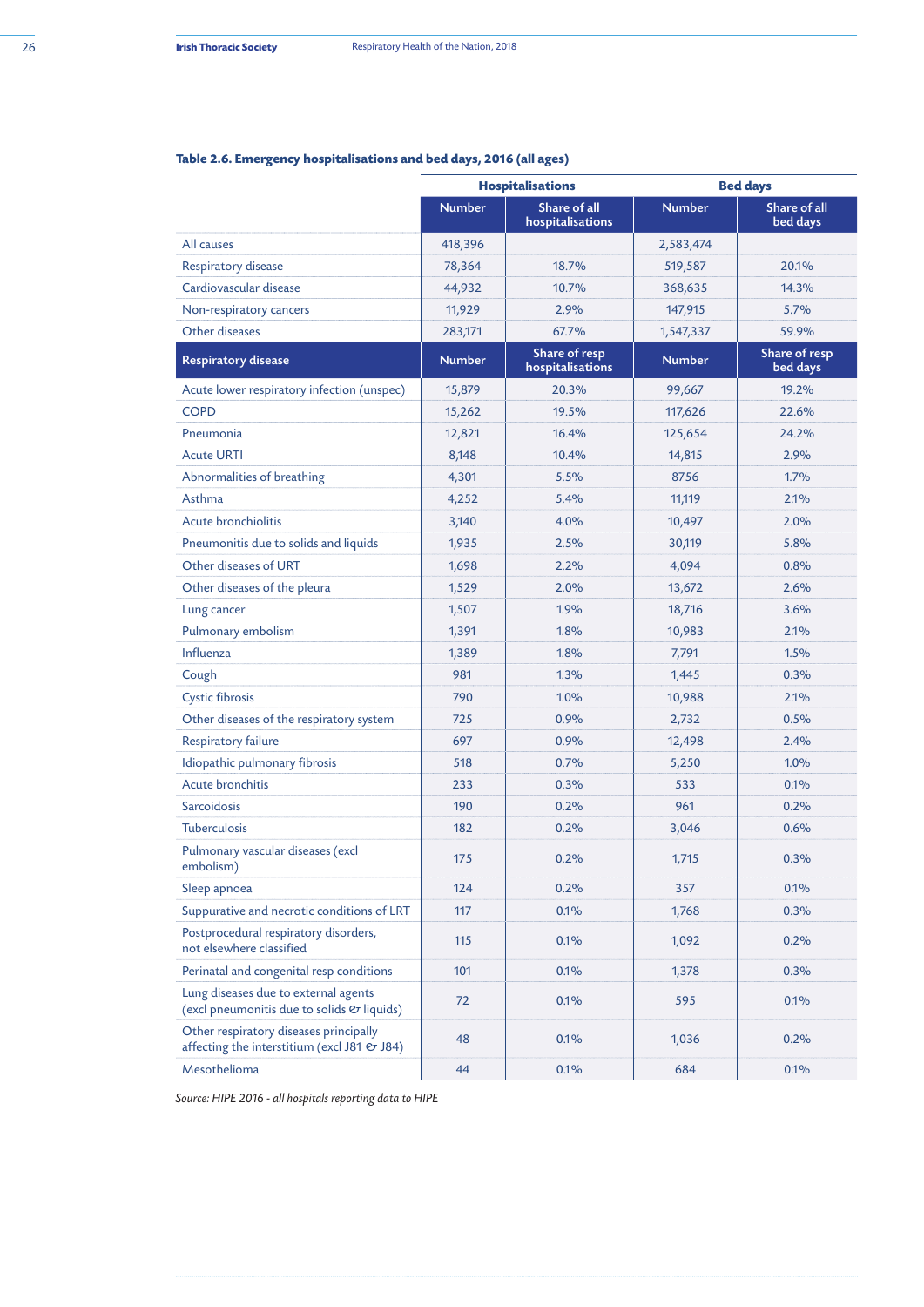**Table 2.6. Emergency hospitalisations and bed days, 2016 (all ages)**

| | Hospitalisations | | Bed days | |
|---|---|---|---|---|
| | Number | Share of all hospitalisations | Number | Share of all bed days |
| All causes | 418,396 | | 2,583,474 | |
| Respiratory disease | 78,364 | 18.7% | 519,587 | 20.1% |
| Cardiovascular disease | 44,932 | 10.7% | 368,635 | 14.3% |
| Non-respiratory cancers | 11,929 | 2.9% | 147,915 | 5.7% |
| Other diseases | 283,171 | 67.7% | 1,547,337 | 59.9% |
| **Respiratory disease** | **Number** | **Share of resp hospitalisations** | **Number** | **Share of resp bed days** |
| Acute lower respiratory infection (unspec) | 15,879 | 20.3% | 99,667 | 19.2% |
| COPD | 15,262 | 19.5% | 117,626 | 22.6% |
| Pneumonia | 12,821 | 16.4% | 125,654 | 24.2% |
| Acute URTI | 8,148 | 10.4% | 14,815 | 2.9% |
| Abnormalities of breathing | 4,301 | 5.5% | 8756 | 1.7% |
| Asthma | 4,252 | 5.4% | 11,119 | 2.1% |
| Acute bronchiolitis | 3,140 | 4.0% | 10,497 | 2.0% |
| Pneumonitis due to solids and liquids | 1,935 | 2.5% | 30,119 | 5.8% |
| Other diseases of URT | 1,698 | 2.2% | 4,094 | 0.8% |
| Other diseases of the pleura | 1,529 | 2.0% | 13,672 | 2.6% |
| Lung cancer | 1,507 | 1.9% | 18,716 | 3.6% |
| Pulmonary embolism | 1,391 | 1.8% | 10,983 | 2.1% |
| Influenza | 1,389 | 1.8% | 7,791 | 1.5% |
| Cough | 981 | 1.3% | 1,445 | 0.3% |
| Cystic fibrosis | 790 | 1.0% | 10,988 | 2.1% |
| Other diseases of the respiratory system | 725 | 0.9% | 2,732 | 0.5% |
| Respiratory failure | 697 | 0.9% | 12,498 | 2.4% |
| Idiopathic pulmonary fibrosis | 518 | 0.7% | 5,250 | 1.0% |
| Acute bronchitis | 233 | 0.3% | 533 | 0.1% |
| Sarcoidosis | 190 | 0.2% | 961 | 0.2% |
| Tuberculosis | 182 | 0.2% | 3,046 | 0.6% |
| Pulmonary vascular diseases (excl embolism) | 175 | 0.2% | 1,715 | 0.3% |
| Sleep apnoea | 124 | 0.2% | 357 | 0.1% |
| Suppurative and necrotic conditions of LRT | 117 | 0.1% | 1,768 | 0.3% |
| Postprocedural respiratory disorders, not elsewhere classified | 115 | 0.1% | 1,092 | 0.2% |
| Perinatal and congenital resp conditions | 101 | 0.1% | 1,378 | 0.3% |
| Lung diseases due to external agents (excl pneumonitis due to solids & liquids) | 72 | 0.1% | 595 | 0.1% |
| Other respiratory diseases principally affecting the interstitium (excl J81 & J84) | 48 | 0.1% | 1,036 | 0.2% |
| Mesothelioma | 44 | 0.1% | 684 | 0.1% |

*Source: HIPE 2016 - all hospitals reporting data to HIPE*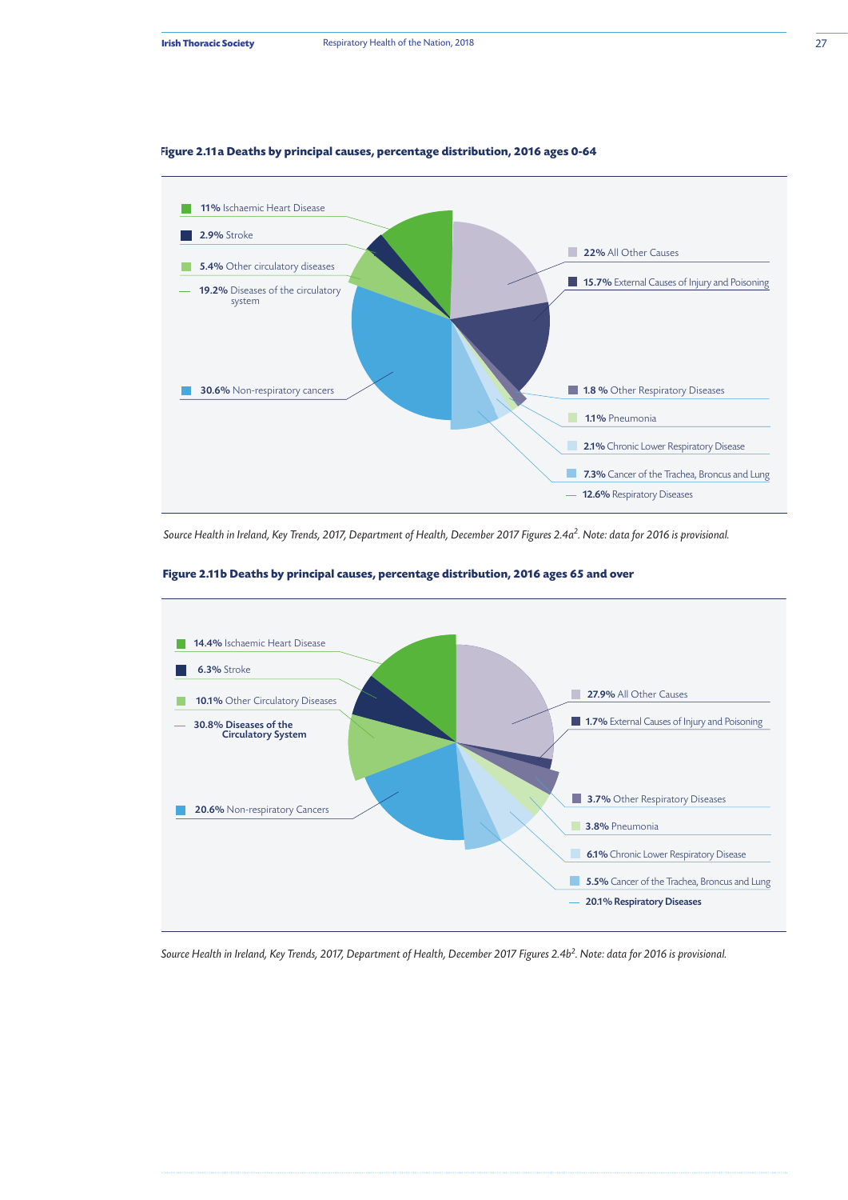**Figure 2.11a Deaths by principal causes, percentage distribution, 2016 ages 0-64**

- **11%** Ischaemic Heart Disease
- **2.9%** Stroke
- **5.4%** Other circulatory diseases
- **19.2%** Diseases of the circulatory system
- **30.6%** Non-respiratory cancers
- **22%** All Other Causes
- **15.7%** External Causes of Injury and Poisoning
- **1.8 %** Other Respiratory Diseases
- **1.1%** Pneumonia
- **2.1%** Chronic Lower Respiratory Disease
- **7.3%** Cancer of the Trachea, Broncus and Lung
- **12.6%** Respiratory Diseases

*Source Health in Ireland, Key Trends, 2017, Department of Health, December 2017 Figures 2.4a[2]. Note: data for 2016 is provisional.*

**Figure 2.11b Deaths by principal causes, percentage distribution, 2016 ages 65 and over**

- **14.4%** Ischaemic Heart Disease
- **6.3%** Stroke
- **10.1%** Other Circulatory Diseases
- **30.8% Diseases of the Circulatory System**
- **20.6%** Non-respiratory Cancers
- **27.9%** All Other Causes
- **1.7%** External Causes of Injury and Poisoning
- **3.7%** Other Respiratory Diseases
- **3.8%** Pneumonia
- **6.1%** Chronic Lower Respiratory Disease
- **5.5%** Cancer of the Trachea, Broncus and Lung
- **20.1% Respiratory Diseases**

*Source Health in Ireland, Key Trends, 2017, Department of Health, December 2017 Figures 2.4b[2]. Note: data for 2016 is provisional.*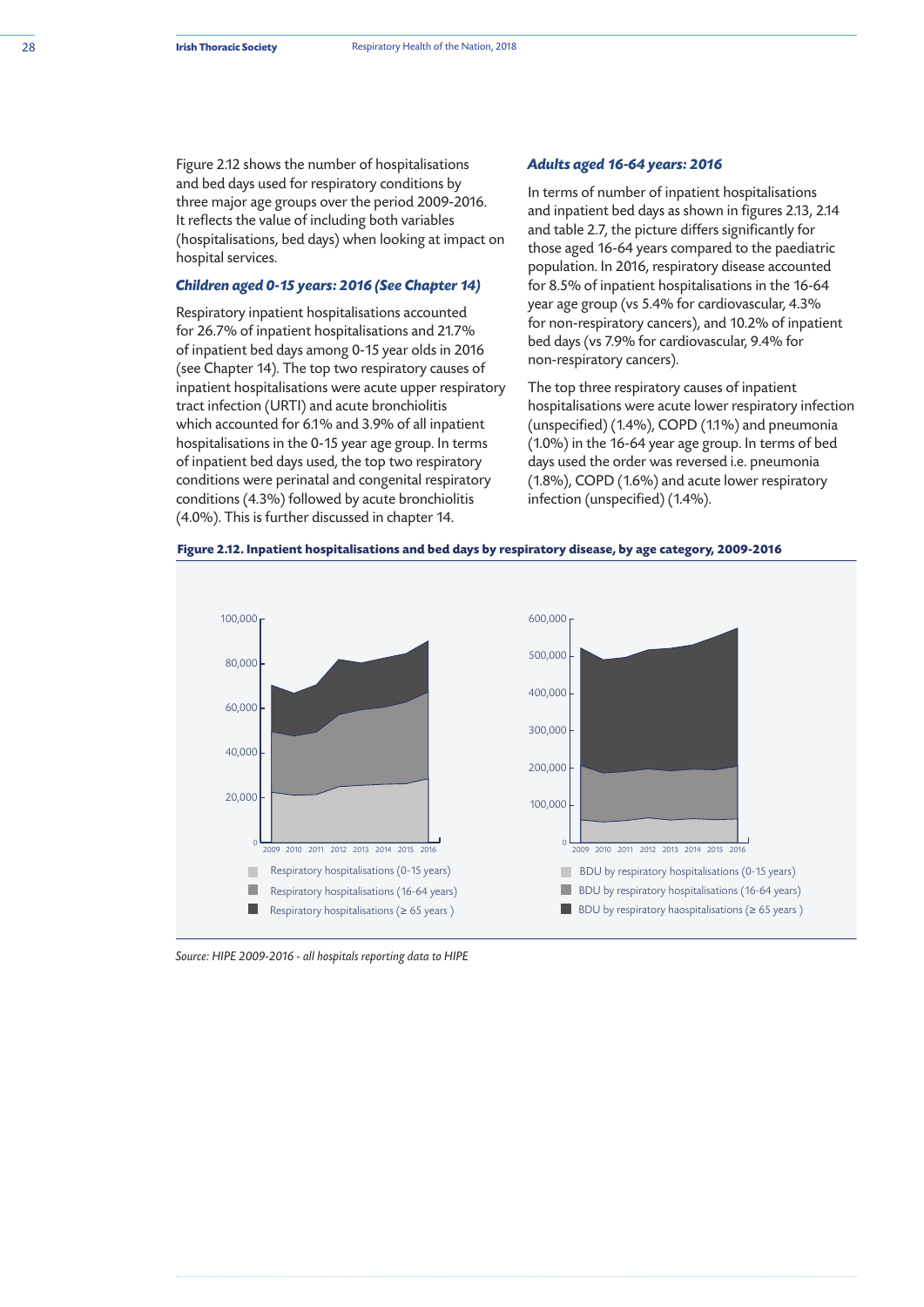Figure 2.12 shows the number of hospitalisations and bed days used for respiratory conditions by three major age groups over the period 2009-2016. It reflects the value of including both variables (hospitalisations, bed days) when looking at impact on hospital services.

### *Children aged 0-15 years: 2016 (See Chapter 14)*

Respiratory inpatient hospitalisations accounted for 26.7% of inpatient hospitalisations and 21.7% of inpatient bed days among 0-15 year olds in 2016 (see Chapter 14). The top two respiratory causes of inpatient hospitalisations were acute upper respiratory tract infection (URTI) and acute bronchiolitis which accounted for 6.1% and 3.9% of all inpatient hospitalisations in the 0-15 year age group. In terms of inpatient bed days used, the top two respiratory conditions were perinatal and congenital respiratory conditions (4.3%) followed by acute bronchiolitis (4.0%). This is further discussed in chapter 14.

### *Adults aged 16-64 years: 2016*

In terms of number of inpatient hospitalisations and inpatient bed days as shown in figures 2.13, 2.14 and table 2.7, the picture differs significantly for those aged 16-64 years compared to the paediatric population. In 2016, respiratory disease accounted for 8.5% of inpatient hospitalisations in the 16-64 year age group (vs 5.4% for cardiovascular, 4.3% for non-respiratory cancers), and 10.2% of inpatient bed days (vs 7.9% for cardiovascular, 9.4% for non-respiratory cancers).

The top three respiratory causes of inpatient hospitalisations were acute lower respiratory infection (unspecified) (1.4%), COPD (1.1%) and pneumonia (1.0%) in the 16-64 year age group. In terms of bed days used the order was reversed i.e. pneumonia (1.8%), COPD (1.6%) and acute lower respiratory infection (unspecified) (1.4%).

**Figure 2.12. Inpatient hospitalisations and bed days by respiratory disease, by age category, 2009-2016**

*Source: HIPE 2009-2016 - all hospitals reporting data to HIPE*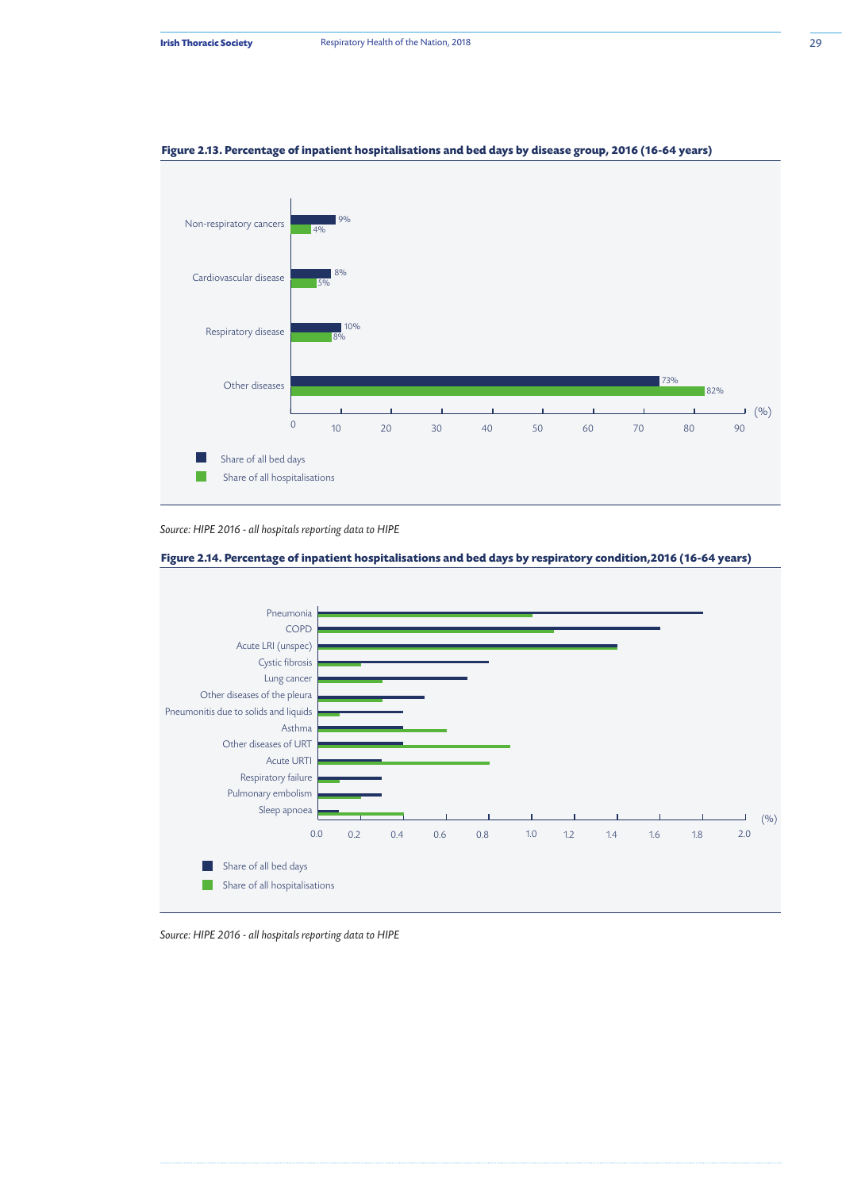**Figure 2.13. Percentage of inpatient hospitalisations and bed days by disease group, 2016 (16-64 years)**

| Disease group | Share of all bed days | Share of all hospitalisations |
| --- | --- | --- |
| Non-respiratory cancers | 9% | 4% |
| Cardiovascular disease | 8% | 5% |
| Respiratory disease | 10% | 8% |
| Other diseases | 73% | 82% |

*Source: HIPE 2016 - all hospitals reporting data to HIPE*

**Figure 2.14. Percentage of inpatient hospitalisations and bed days by respiratory condition,2016 (16-64 years)**

Conditions shown (share of all bed days; share of all hospitalisations, %): Pneumonia, COPD, Acute LRI (unspec), Cystic fibrosis, Lung cancer, Other diseases of the pleura, Pneumonitis due to solids and liquids, Asthma, Other diseases of URT, Acute URTI, Respiratory failure, Pulmonary embolism, Sleep apnoea

*Source: HIPE 2016 - all hospitals reporting data to HIPE*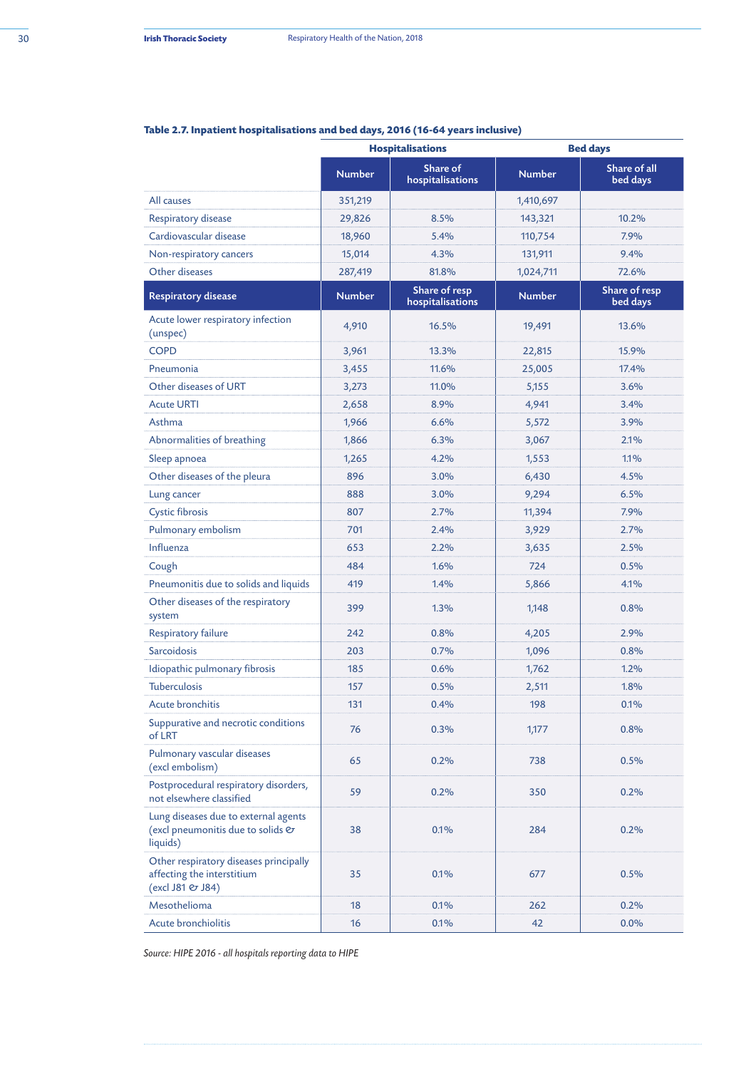**Table 2.7. Inpatient hospitalisations and bed days, 2016 (16-64 years inclusive)**

| | Hospitalisations | | Bed days | |
|---|---|---|---|---|
| | Number | Share of hospitalisations | Number | Share of all bed days |
| All causes | 351,219 | | 1,410,697 | |
| Respiratory disease | 29,826 | 8.5% | 143,321 | 10.2% |
| Cardiovascular disease | 18,960 | 5.4% | 110,754 | 7.9% |
| Non-respiratory cancers | 15,014 | 4.3% | 131,911 | 9.4% |
| Other diseases | 287,419 | 81.8% | 1,024,711 | 72.6% |
| **Respiratory disease** | **Number** | **Share of resp hospitalisations** | **Number** | **Share of resp bed days** |
| Acute lower respiratory infection (unspec) | 4,910 | 16.5% | 19,491 | 13.6% |
| COPD | 3,961 | 13.3% | 22,815 | 15.9% |
| Pneumonia | 3,455 | 11.6% | 25,005 | 17.4% |
| Other diseases of URT | 3,273 | 11.0% | 5,155 | 3.6% |
| Acute URTI | 2,658 | 8.9% | 4,941 | 3.4% |
| Asthma | 1,966 | 6.6% | 5,572 | 3.9% |
| Abnormalities of breathing | 1,866 | 6.3% | 3,067 | 2.1% |
| Sleep apnoea | 1,265 | 4.2% | 1,553 | 1.1% |
| Other diseases of the pleura | 896 | 3.0% | 6,430 | 4.5% |
| Lung cancer | 888 | 3.0% | 9,294 | 6.5% |
| Cystic fibrosis | 807 | 2.7% | 11,394 | 7.9% |
| Pulmonary embolism | 701 | 2.4% | 3,929 | 2.7% |
| Influenza | 653 | 2.2% | 3,635 | 2.5% |
| Cough | 484 | 1.6% | 724 | 0.5% |
| Pneumonitis due to solids and liquids | 419 | 1.4% | 5,866 | 4.1% |
| Other diseases of the respiratory system | 399 | 1.3% | 1,148 | 0.8% |
| Respiratory failure | 242 | 0.8% | 4,205 | 2.9% |
| Sarcoidosis | 203 | 0.7% | 1,096 | 0.8% |
| Idiopathic pulmonary fibrosis | 185 | 0.6% | 1,762 | 1.2% |
| Tuberculosis | 157 | 0.5% | 2,511 | 1.8% |
| Acute bronchitis | 131 | 0.4% | 198 | 0.1% |
| Suppurative and necrotic conditions of LRT | 76 | 0.3% | 1,177 | 0.8% |
| Pulmonary vascular diseases (excl embolism) | 65 | 0.2% | 738 | 0.5% |
| Postprocedural respiratory disorders, not elsewhere classified | 59 | 0.2% | 350 | 0.2% |
| Lung diseases due to external agents (excl pneumonitis due to solids & liquids) | 38 | 0.1% | 284 | 0.2% |
| Other respiratory diseases principally affecting the interstitium (excl J81 & J84) | 35 | 0.1% | 677 | 0.5% |
| Mesothelioma | 18 | 0.1% | 262 | 0.2% |
| Acute bronchiolitis | 16 | 0.1% | 42 | 0.0% |

*Source: HIPE 2016 - all hospitals reporting data to HIPE*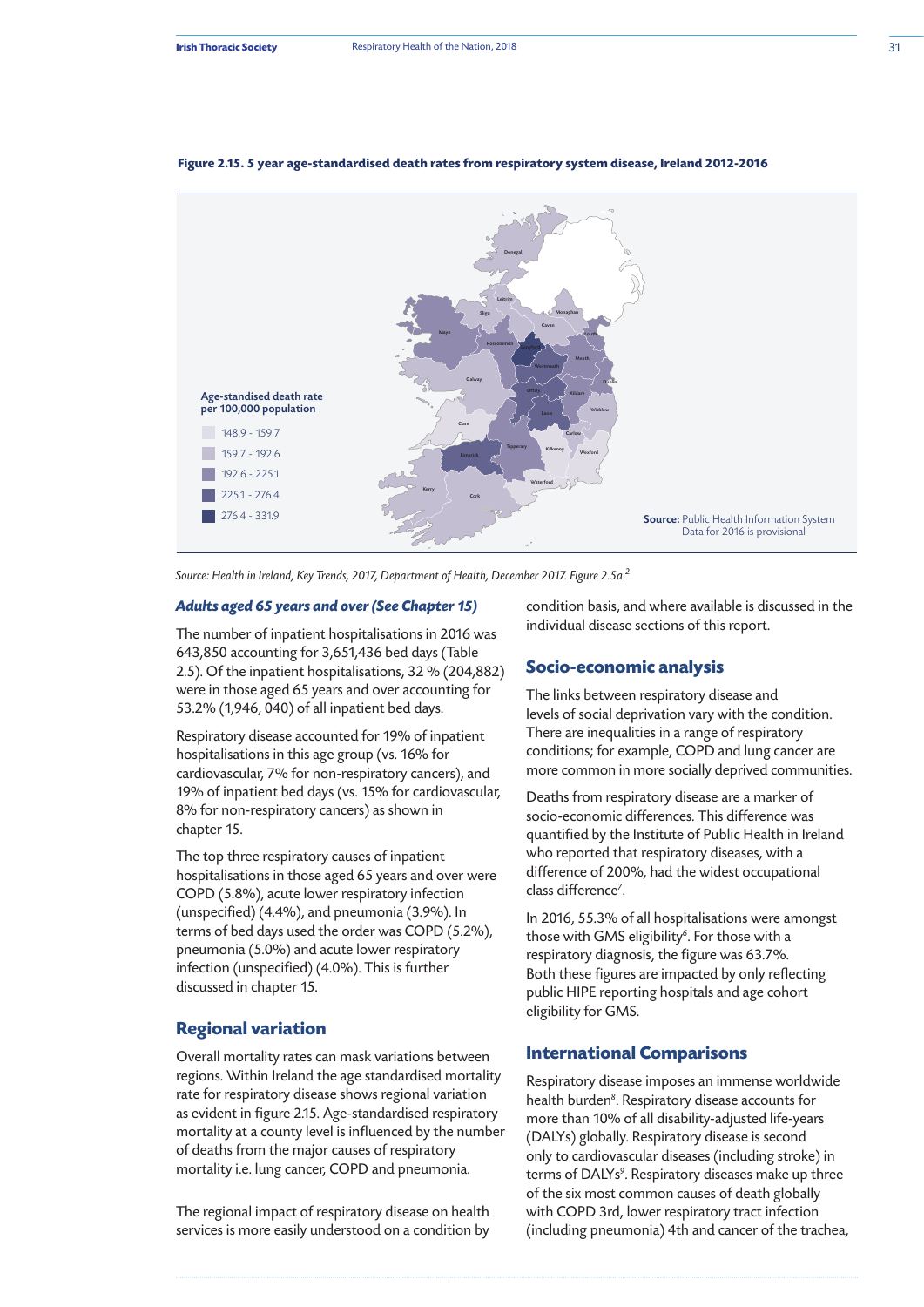**Figure 2.15. 5 year age-standardised death rates from respiratory system disease, Ireland 2012-2016**

Age-standised death rate per 100,000 population

- 148.9 - 159.7
- 159.7 - 192.6
- 192.6 - 225.1
- 225.1 - 276.4
- 276.4 - 331.9

**Source:** Public Health Information System
Data for 2016 is provisional

*Source: Health in Ireland, Key Trends, 2017, Department of Health, December 2017. Figure 2.5a* [2]

### *Adults aged 65 years and over (See Chapter 15)*

The number of inpatient hospitalisations in 2016 was 643,850 accounting for 3,651,436 bed days (Table 2.5). Of the inpatient hospitalisations, 32 % (204,882) were in those aged 65 years and over accounting for 53.2% (1,946, 040) of all inpatient bed days.

Respiratory disease accounted for 19% of inpatient hospitalisations in this age group (vs. 16% for cardiovascular, 7% for non-respiratory cancers), and 19% of inpatient bed days (vs. 15% for cardiovascular, 8% for non-respiratory cancers) as shown in chapter 15.

The top three respiratory causes of inpatient hospitalisations in those aged 65 years and over were COPD (5.8%), acute lower respiratory infection (unspecified) (4.4%), and pneumonia (3.9%). In terms of bed days used the order was COPD (5.2%), pneumonia (5.0%) and acute lower respiratory infection (unspecified) (4.0%). This is further discussed in chapter 15.

## Regional variation

Overall mortality rates can mask variations between regions. Within Ireland the age standardised mortality rate for respiratory disease shows regional variation as evident in figure 2.15. Age-standardised respiratory mortality at a county level is influenced by the number of deaths from the major causes of respiratory mortality i.e. lung cancer, COPD and pneumonia.

The regional impact of respiratory disease on health services is more easily understood on a condition by condition basis, and where available is discussed in the individual disease sections of this report.

## Socio-economic analysis

The links between respiratory disease and levels of social deprivation vary with the condition. There are inequalities in a range of respiratory conditions; for example, COPD and lung cancer are more common in more socially deprived communities.

Deaths from respiratory disease are a marker of socio-economic differences. This difference was quantified by the Institute of Public Health in Ireland who reported that respiratory diseases, with a difference of 200%, had the widest occupational class difference[7].

In 2016, 55.3% of all hospitalisations were amongst those with GMS eligibility[6]. For those with a respiratory diagnosis, the figure was 63.7%. Both these figures are impacted by only reflecting public HIPE reporting hospitals and age cohort eligibility for GMS.

## International Comparisons

Respiratory disease imposes an immense worldwide health burden[8]. Respiratory disease accounts for more than 10% of all disability-adjusted life-years (DALYs) globally. Respiratory disease is second only to cardiovascular diseases (including stroke) in terms of DALYs[9]. Respiratory diseases make up three of the six most common causes of death globally with COPD 3rd, lower respiratory tract infection (including pneumonia) 4th and cancer of the trachea,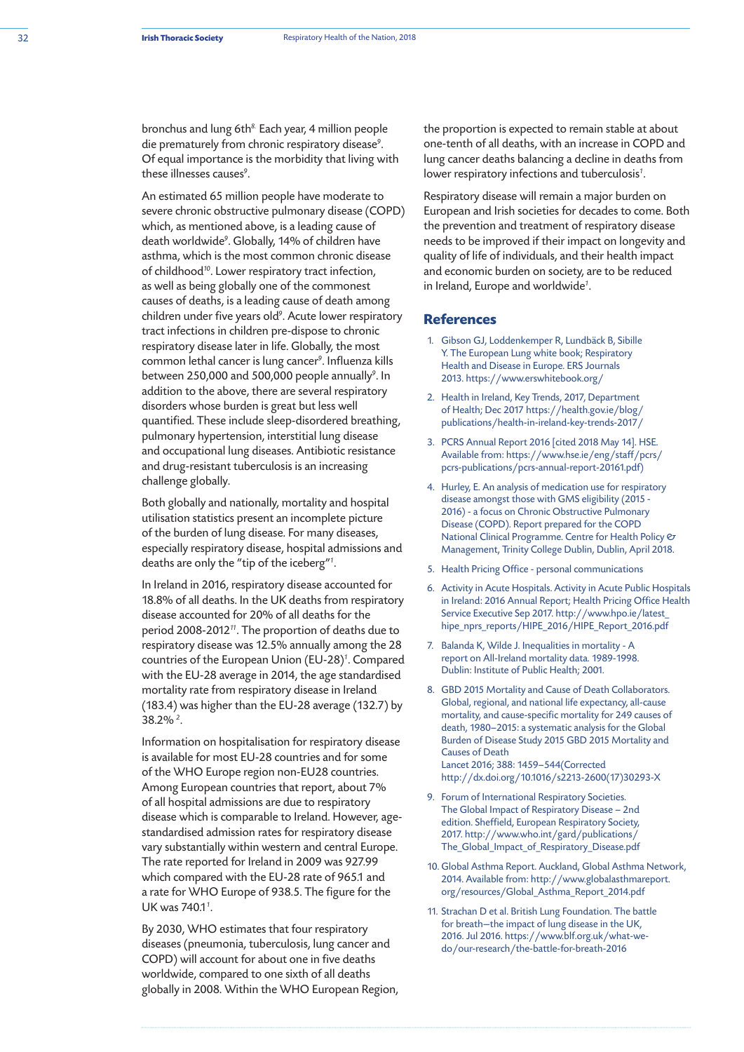bronchus and lung 6th[8]. Each year, 4 million people die prematurely from chronic respiratory disease[9]. Of equal importance is the morbidity that living with these illnesses causes[9].

An estimated 65 million people have moderate to severe chronic obstructive pulmonary disease (COPD) which, as mentioned above, is a leading cause of death worldwide[9]. Globally, 14% of children have asthma, which is the most common chronic disease of childhood[10]. Lower respiratory tract infection, as well as being globally one of the commonest causes of deaths, is a leading cause of death among children under five years old[9]. Acute lower respiratory tract infections in children pre-dispose to chronic respiratory disease later in life. Globally, the most common lethal cancer is lung cancer[9]. Influenza kills between 250,000 and 500,000 people annually[9]. In addition to the above, there are several respiratory disorders whose burden is great but less well quantified. These include sleep-disordered breathing, pulmonary hypertension, interstitial lung disease and occupational lung diseases. Antibiotic resistance and drug-resistant tuberculosis is an increasing challenge globally.

Both globally and nationally, mortality and hospital utilisation statistics present an incomplete picture of the burden of lung disease. For many diseases, especially respiratory disease, hospital admissions and deaths are only the "tip of the iceberg"[1].

In Ireland in 2016, respiratory disease accounted for 18.8% of all deaths. In the UK deaths from respiratory disease accounted for 20% of all deaths for the period 2008-2012[11]. The proportion of deaths due to respiratory disease was 12.5% annually among the 28 countries of the European Union (EU-28)[1]. Compared with the EU-28 average in 2014, the age standardised mortality rate from respiratory disease in Ireland (183.4) was higher than the EU-28 average (132.7) by 38.2%[2].

Information on hospitalisation for respiratory disease is available for most EU-28 countries and for some of the WHO Europe region non-EU28 countries. Among European countries that report, about 7% of all hospital admissions are due to respiratory disease which is comparable to Ireland. However, age-standardised admission rates for respiratory disease vary substantially within western and central Europe. The rate reported for Ireland in 2009 was 927.99 which compared with the EU-28 rate of 965.1 and a rate for WHO Europe of 938.5. The figure for the UK was 740.1[1].

By 2030, WHO estimates that four respiratory diseases (pneumonia, tuberculosis, lung cancer and COPD) will account for about one in five deaths worldwide, compared to one sixth of all deaths globally in 2008. Within the WHO European Region, the proportion is expected to remain stable at about one-tenth of all deaths, with an increase in COPD and lung cancer deaths balancing a decline in deaths from lower respiratory infections and tuberculosis[1].

Respiratory disease will remain a major burden on European and Irish societies for decades to come. Both the prevention and treatment of respiratory disease needs to be improved if their impact on longevity and quality of life of individuals, and their health impact and economic burden on society, are to be reduced in Ireland, Europe and worldwide[1].

## References

1. Gibson GJ, Loddenkemper R, Lundbäck B, Sibille Y. The European Lung white book; Respiratory Health and Disease in Europe. ERS Journals 2013. https://www.erswhitebook.org/
2. Health in Ireland, Key Trends, 2017, Department of Health; Dec 2017 https://health.gov.ie/blog/publications/health-in-ireland-key-trends-2017/
3. PCRS Annual Report 2016 [cited 2018 May 14]. HSE. Available from: https://www.hse.ie/eng/staff/pcrs/pcrs-publications/pcrs-annual-report-20161.pdf)
4. Hurley, E. An analysis of medication use for respiratory disease amongst those with GMS eligibility (2015 - 2016) - a focus on Chronic Obstructive Pulmonary Disease (COPD). Report prepared for the COPD National Clinical Programme. Centre for Health Policy & Management, Trinity College Dublin, Dublin, April 2018.
5. Health Pricing Office - personal communications
6. Activity in Acute Hospitals. Activity in Acute Public Hospitals in Ireland: 2016 Annual Report; Health Pricing Office Health Service Executive Sep 2017. http://www.hpo.ie/latest_hipe_nprs_reports/HIPE_2016/HIPE_Report_2016.pdf
7. Balanda K, Wilde J. Inequalities in mortality - A report on All-Ireland mortality data. 1989-1998. Dublin: Institute of Public Health; 2001.
8. GBD 2015 Mortality and Cause of Death Collaborators. Global, regional, and national life expectancy, all-cause mortality, and cause-specific mortality for 249 causes of death, 1980–2015: a systematic analysis for the Global Burden of Disease Study 2015 GBD 2015 Mortality and Causes of Death
Lancet 2016; 388: 1459–544(Corrected http://dx.doi.org/10.1016/s2213-2600(17)30293-X
9. Forum of International Respiratory Societies. The Global Impact of Respiratory Disease – 2nd edition. Sheffield, European Respiratory Society, 2017. http://www.who.int/gard/publications/The_Global_Impact_of_Respiratory_Disease.pdf
10. Global Asthma Report. Auckland, Global Asthma Network, 2014. Available from: http://www.globalasthmareport.org/resources/Global_Asthma_Report_2014.pdf
11. Strachan D et al. British Lung Foundation. The battle for breath–the impact of lung disease in the UK, 2016. Jul 2016. https://www.blf.org.uk/what-we-do/our-research/the-battle-for-breath-2016